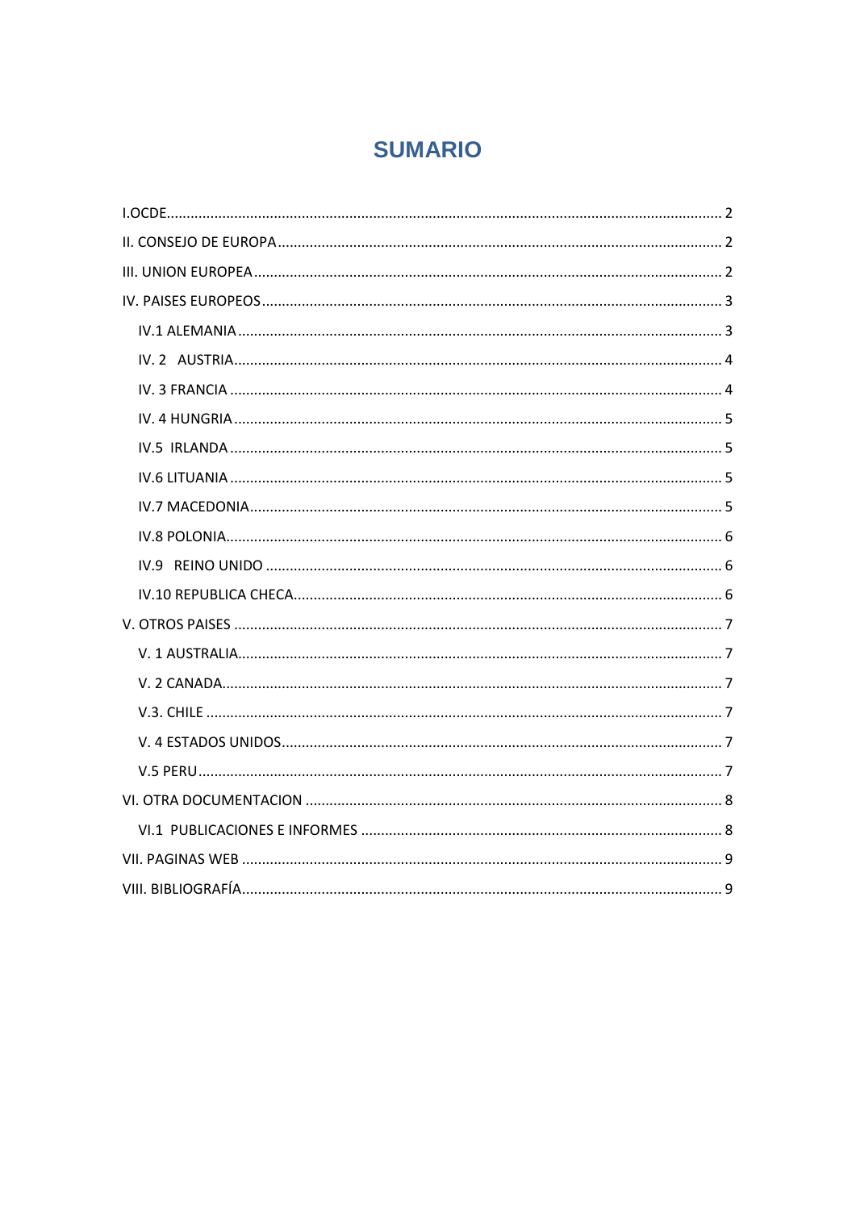# SUMARIO

- I.OCDE ..... 2
- II. CONSEJO DE EUROPA ..... 2
- III. UNION EUROPEA ..... 2
- IV. PAISES EUROPEOS ..... 3
  - IV.1 ALEMANIA ..... 3
  - IV. 2 AUSTRIA ..... 4
  - IV. 3 FRANCIA ..... 4
  - IV. 4 HUNGRIA ..... 5
  - IV.5 IRLANDA ..... 5
  - IV.6 LITUANIA ..... 5
  - IV.7 MACEDONIA ..... 5
  - IV.8 POLONIA ..... 6
  - IV.9 REINO UNIDO ..... 6
  - IV.10 REPUBLICA CHECA ..... 6
- V. OTROS PAISES ..... 7
  - V. 1 AUSTRALIA ..... 7
  - V. 2 CANADA ..... 7
  - V.3. CHILE ..... 7
  - V. 4 ESTADOS UNIDOS ..... 7
  - V.5 PERU ..... 7
- VI. OTRA DOCUMENTACION ..... 8
  - VI.1 PUBLICACIONES E INFORMES ..... 8
- VII. PAGINAS WEB ..... 9
- VIII. BIBLIOGRAFÍA ..... 9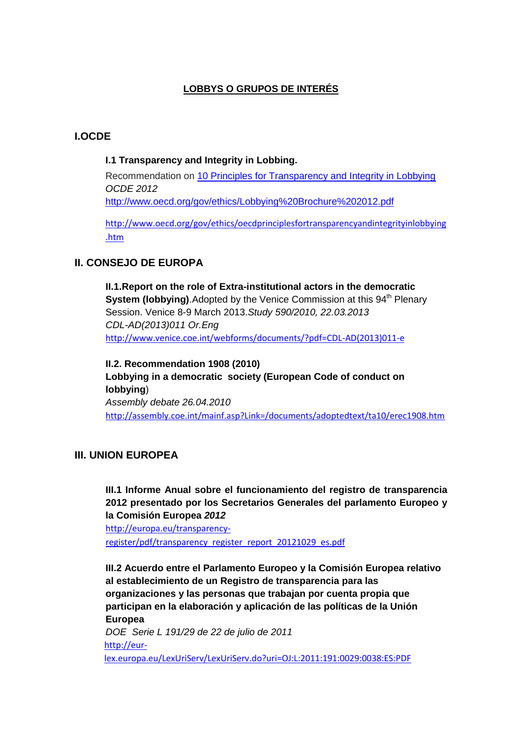# LOBBYS O GRUPOS DE INTERÉS

## I.OCDE

### I.1 Transparency and Integrity in Lobbing.

Recommendation on [10 Principles for Transparency and Integrity in Lobbying](http://www.oecd.org/gov/ethics/Lobbying%20Brochure%202012.pdf)
*OCDE 2012*
http://www.oecd.org/gov/ethics/Lobbying%20Brochure%202012.pdf

http://www.oecd.org/gov/ethics/oecdprinciplesfortransparencyandintegrityinlobbying.htm

## II. CONSEJO DE EUROPA

**II.1.Report on the role of Extra-institutional actors in the democratic System (lobbying)**.Adopted by the Venice Commission at this 94th Plenary Session. Venice 8-9 March 2013.*Study 590/2010, 22.03.2013*
*CDL-AD(2013)011 Or.Eng*
http://www.venice.coe.int/webforms/documents/?pdf=CDL-AD(2013)011-e

**II.2. Recommendation 1908 (2010)**
**Lobbying in a democratic society (European Code of conduct on lobbying**)
*Assembly debate 26.04.2010*
http://assembly.coe.int/mainf.asp?Link=/documents/adoptedtext/ta10/erec1908.htm

## III. UNION EUROPEA

**III.1 Informe Anual sobre el funcionamiento del registro de transparencia 2012 presentado por los Secretarios Generales del parlamento Europeo y la Comisión Europea *2012***
http://europa.eu/transparency-register/pdf/transparency_register_report_20121029_es.pdf

**III.2 Acuerdo entre el Parlamento Europeo y la Comisión Europea relativo al establecimiento de un Registro de transparencia para las organizaciones y las personas que trabajan por cuenta propia que participan en la elaboración y aplicación de las políticas de la Unión Europea**
*DOE Serie L 191/29 de 22 de julio de 2011*
http://eur-lex.europa.eu/LexUriServ/LexUriServ.do?uri=OJ:L:2011:191:0029:0038:ES:PDF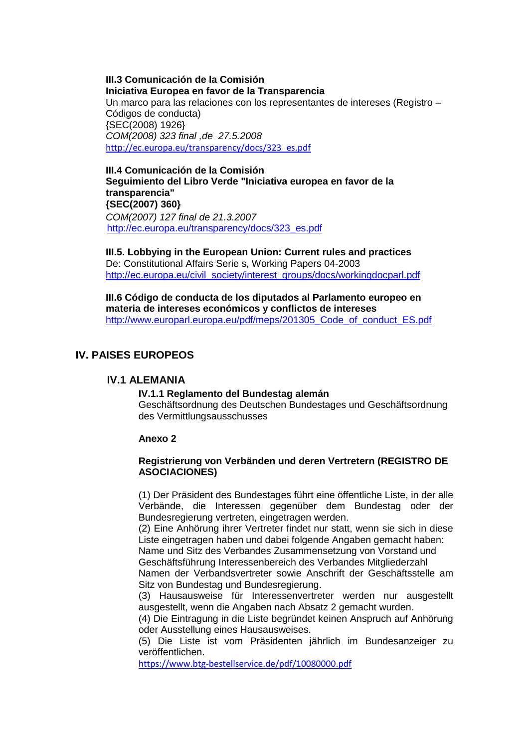**III.3 Comunicación de la Comisión**
**Iniciativa Europea en favor de la Transparencia**
Un marco para las relaciones con los representantes de intereses (Registro – Códigos de conducta)
{SEC(2008) 1926}
*COM(2008) 323 final ,de 27.5.2008*
http://ec.europa.eu/transparency/docs/323_es.pdf

**III.4 Comunicación de la Comisión**
**Seguimiento del Libro Verde "Iniciativa europea en favor de la transparencia"**
**{SEC(2007) 360}**
*COM(2007) 127 final de 21.3.2007*
http://ec.europa.eu/transparency/docs/323_es.pdf

**III.5. Lobbying in the European Union: Current rules and practices**
De: Constitutional Affairs Serie s, Working Papers 04-2003
http://ec.europa.eu/civil_society/interest_groups/docs/workingdocparl.pdf

**III.6 Código de conducta de los diputados al Parlamento europeo en materia de intereses económicos y conflictos de intereses**
http://www.europarl.europa.eu/pdf/meps/201305_Code_of_conduct_ES.pdf

## IV. PAISES EUROPEOS

### IV.1 ALEMANIA

**IV.1.1 Reglamento del Bundestag alemán**
Geschäftsordnung des Deutschen Bundestages und Geschäftsordnung des Vermittlungsausschusses

**Anexo 2**

**Registrierung von Verbänden und deren Vertretern (REGISTRO DE ASOCIACIONES)**

(1) Der Präsident des Bundestages führt eine öffentliche Liste, in der alle Verbände, die Interessen gegenüber dem Bundestag oder der Bundesregierung vertreten, eingetragen werden.
(2) Eine Anhörung ihrer Vertreter findet nur statt, wenn sie sich in diese Liste eingetragen haben und dabei folgende Angaben gemacht haben: Name und Sitz des Verbandes Zusammensetzung von Vorstand und Geschäftsführung Interessenbereich des Verbandes Mitgliederzahl Namen der Verbandsvertreter sowie Anschrift der Geschäftsstelle am Sitz von Bundestag und Bundesregierung.
(3) Hausausweise für Interessenvertreter werden nur ausgestellt ausgestellt, wenn die Angaben nach Absatz 2 gemacht wurden.
(4) Die Eintragung in die Liste begründet keinen Anspruch auf Anhörung oder Ausstellung eines Hausausweises.
(5) Die Liste ist vom Präsidenten jährlich im Bundesanzeiger zu veröffentlichen.
https://www.btg-bestellservice.de/pdf/10080000.pdf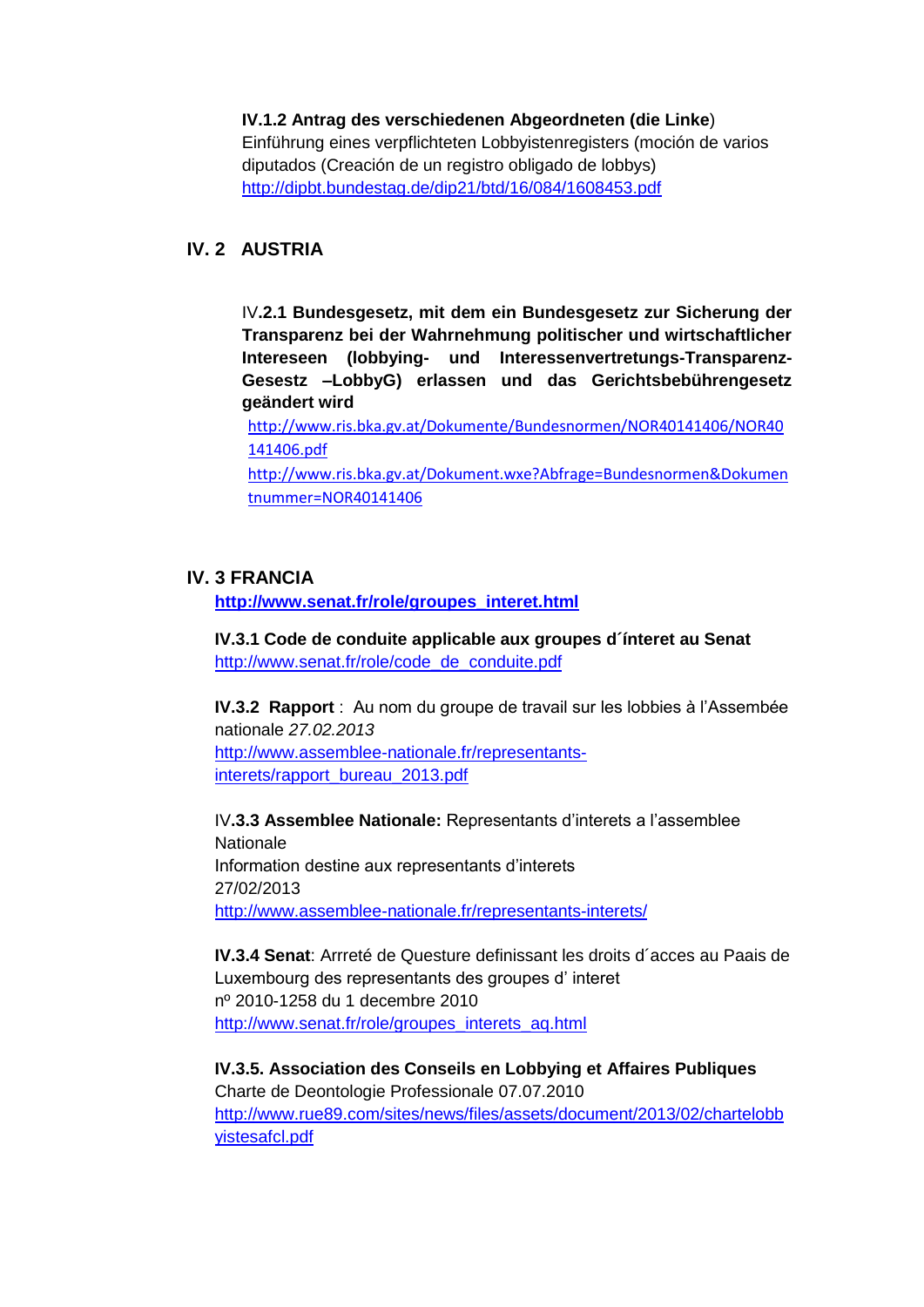**IV.1.2 Antrag des verschiedenen Abgeordneten (die Linke**)
Einführung eines verpflichteten Lobbyistenregisters (moción de varios diputados (Creación de un registro obligado de lobbys)
http://dipbt.bundestag.de/dip21/btd/16/084/1608453.pdf

## IV. 2 AUSTRIA

IV**.2.1 Bundesgesetz, mit dem ein Bundesgesetz zur Sicherung der Transparenz bei der Wahrnehmung politischer und wirtschaftlicher Intereseen (lobbying- und Interessenvertretungs-Transparenz-Gesestz –LobbyG) erlassen und das Gerichtsbebührengesetz geändert wird**

http://www.ris.bka.gv.at/Dokumente/Bundesnormen/NOR40141406/NOR40141406.pdf

http://www.ris.bka.gv.at/Dokument.wxe?Abfrage=Bundesnormen&Dokumentnummer=NOR40141406

## IV. 3 FRANCIA

**http://www.senat.fr/role/groupes_interet.html**

**IV.3.1 Code de conduite applicable aux groupes d´ínteret au Senat**
http://www.senat.fr/role/code_de_conduite.pdf

**IV.3.2 Rapport** : Au nom du groupe de travail sur les lobbies à l'Assembée nationale *27.02.2013*
http://www.assemblee-nationale.fr/representants-interets/rapport_bureau_2013.pdf

IV**.3.3 Assemblee Nationale:** Representants d'interets a l'assemblee Nationale
Information destine aux representants d'interets
27/02/2013
http://www.assemblee-nationale.fr/representants-interets/

**IV.3.4 Senat**: Arrreté de Questure definissant les droits d´acces au Paais de Luxembourg des representants des groupes d' interet
nº 2010-1258 du 1 decembre 2010
http://www.senat.fr/role/groupes_interets_aq.html

**IV.3.5. Association des Conseils en Lobbying et Affaires Publiques**
Charte de Deontologie Professionale 07.07.2010
http://www.rue89.com/sites/news/files/assets/document/2013/02/chartelobbyistesafcl.pdf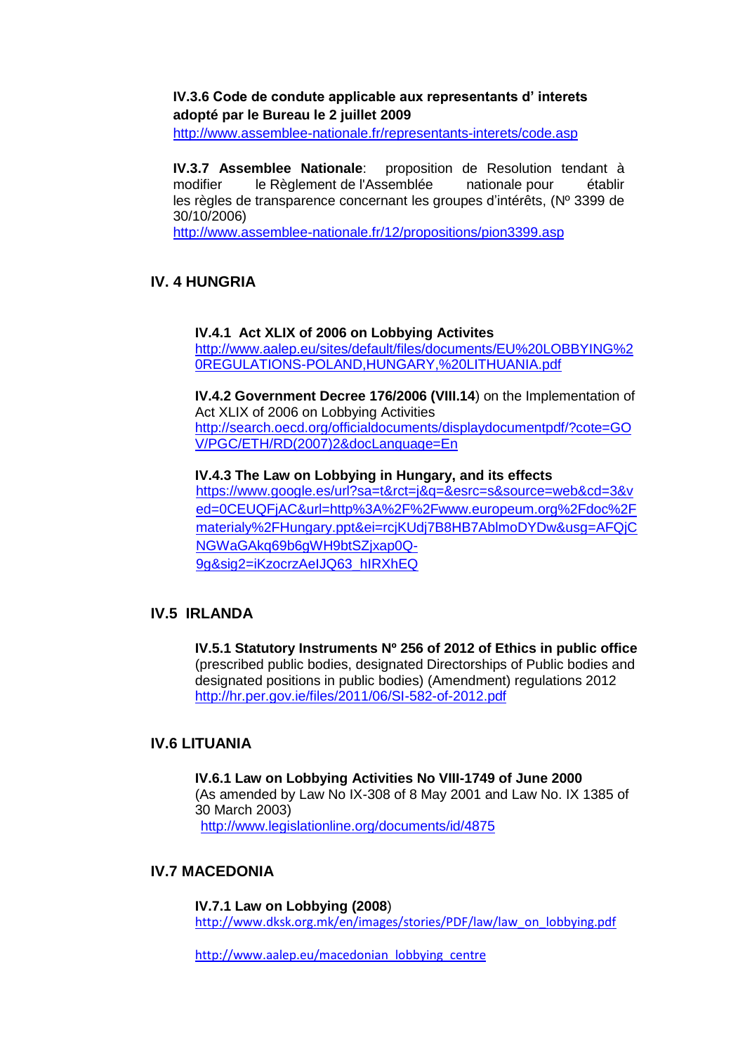**IV.3.6 Code de conduite applicable aux representants d' interets adopté par le Bureau le 2 juillet 2009**
http://www.assemblee-nationale.fr/representants-interets/code.asp

**IV.3.7 Assemblee Nationale**: proposition de Resolution tendant à modifier le Règlement de l'Assemblée nationale pour établir les règles de transparence concernant les groupes d'intérêts, (Nº 3399 de 30/10/2006)
http://www.assemblee-nationale.fr/12/propositions/pion3399.asp

## IV. 4 HUNGRIA

**IV.4.1 Act XLIX of 2006 on Lobbying Activites**
http://www.aalep.eu/sites/default/files/documents/EU%20LOBBYING%20REGULATIONS-POLAND,HUNGARY,%20LITHUANIA.pdf

**IV.4.2 Government Decree 176/2006 (VIII.14**) on the Implementation of Act XLIX of 2006 on Lobbying Activities
http://search.oecd.org/officialdocuments/displaydocumentpdf/?cote=GOV/PGC/ETH/RD(2007)2&docLanguage=En

**IV.4.3 The Law on Lobbying in Hungary, and its effects**
https://www.google.es/url?sa=t&rct=j&q=&esrc=s&source=web&cd=3&ved=0CEUQFjAC&url=http%3A%2F%2Fwww.europeum.org%2Fdoc%2Fmaterialy%2FHungary.ppt&ei=rcjKUdj7B8HB7AblmoDYDw&usg=AFQjCNGWaGAkq69b6gWH9btSZjxap0Q-9g&sig2=iKzocrzAeIJQ63_hIRXhEQ

## IV.5 IRLANDA

**IV.5.1 Statutory Instruments Nº 256 of 2012 of Ethics in public office** (prescribed public bodies, designated Directorships of Public bodies and designated positions in public bodies) (Amendment) regulations 2012
http://hr.per.gov.ie/files/2011/06/SI-582-of-2012.pdf

## IV.6 LITUANIA

**IV.6.1 Law on Lobbying Activities No VIII-1749 of June 2000**
(As amended by Law No IX-308 of 8 May 2001 and Law No. IX 1385 of 30 March 2003)
http://www.legislationline.org/documents/id/4875

## IV.7 MACEDONIA

**IV.7.1 Law on Lobbying (2008**)
http://www.dksk.org.mk/en/images/stories/PDF/law/law_on_lobbying.pdf

http://www.aalep.eu/macedonian_lobbying_centre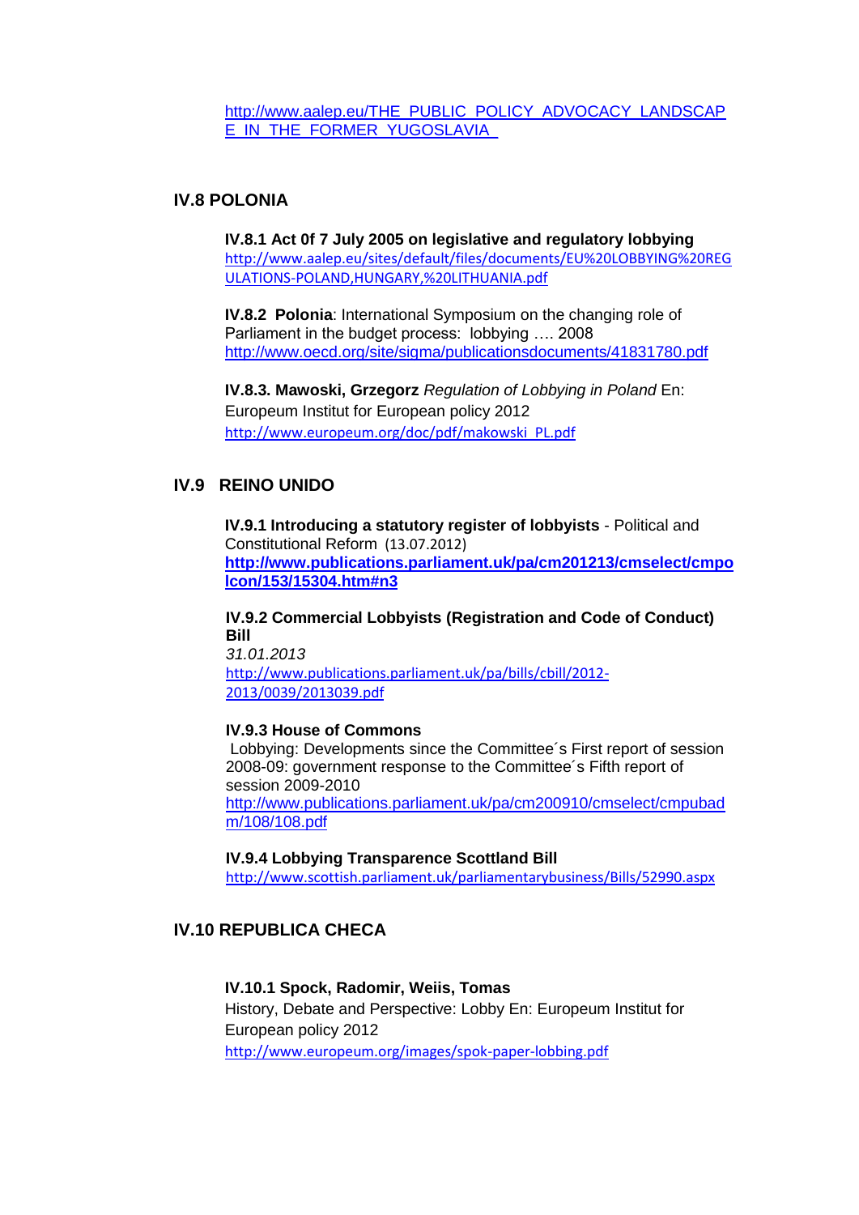http://www.aalep.eu/THE_PUBLIC_POLICY_ADVOCACY_LANDSCAPE_IN_THE_FORMER_YUGOSLAVIA_

## IV.8 POLONIA

**IV.8.1 Act 0f 7 July 2005 on legislative and regulatory lobbying**
http://www.aalep.eu/sites/default/files/documents/EU%20LOBBYING%20REGULATIONS-POLAND,HUNGARY,%20LITHUANIA.pdf

**IV.8.2 Polonia**: International Symposium on the changing role of Parliament in the budget process: lobbying …. 2008
http://www.oecd.org/site/sigma/publicationsdocuments/41831780.pdf

**IV.8.3. Mawoski, Grzegorz** *Regulation of Lobbying in Poland* En: Europeum Institut for European policy 2012
http://www.europeum.org/doc/pdf/makowski_PL.pdf

## IV.9 REINO UNIDO

**IV.9.1 Introducing a statutory register of lobbyists** - Political and Constitutional Reform (13.07.2012)
**http://www.publications.parliament.uk/pa/cm201213/cmselect/cmpolcon/153/15304.htm#n3**

**IV.9.2 Commercial Lobbyists (Registration and Code of Conduct) Bill**
*31.01.2013*
http://www.publications.parliament.uk/pa/bills/cbill/2012-2013/0039/2013039.pdf

**IV.9.3 House of Commons**
Lobbying: Developments since the Committee´s First report of session 2008-09: government response to the Committee´s Fifth report of session 2009-2010
http://www.publications.parliament.uk/pa/cm200910/cmselect/cmpubadm/108/108.pdf

**IV.9.4 Lobbying Transparence Scottland Bill**
http://www.scottish.parliament.uk/parliamentarybusiness/Bills/52990.aspx

## IV.10 REPUBLICA CHECA

**IV.10.1 Spock, Radomir, Weiis, Tomas**
History, Debate and Perspective: Lobby En: Europeum Institut for European policy 2012
http://www.europeum.org/images/spok-paper-lobbing.pdf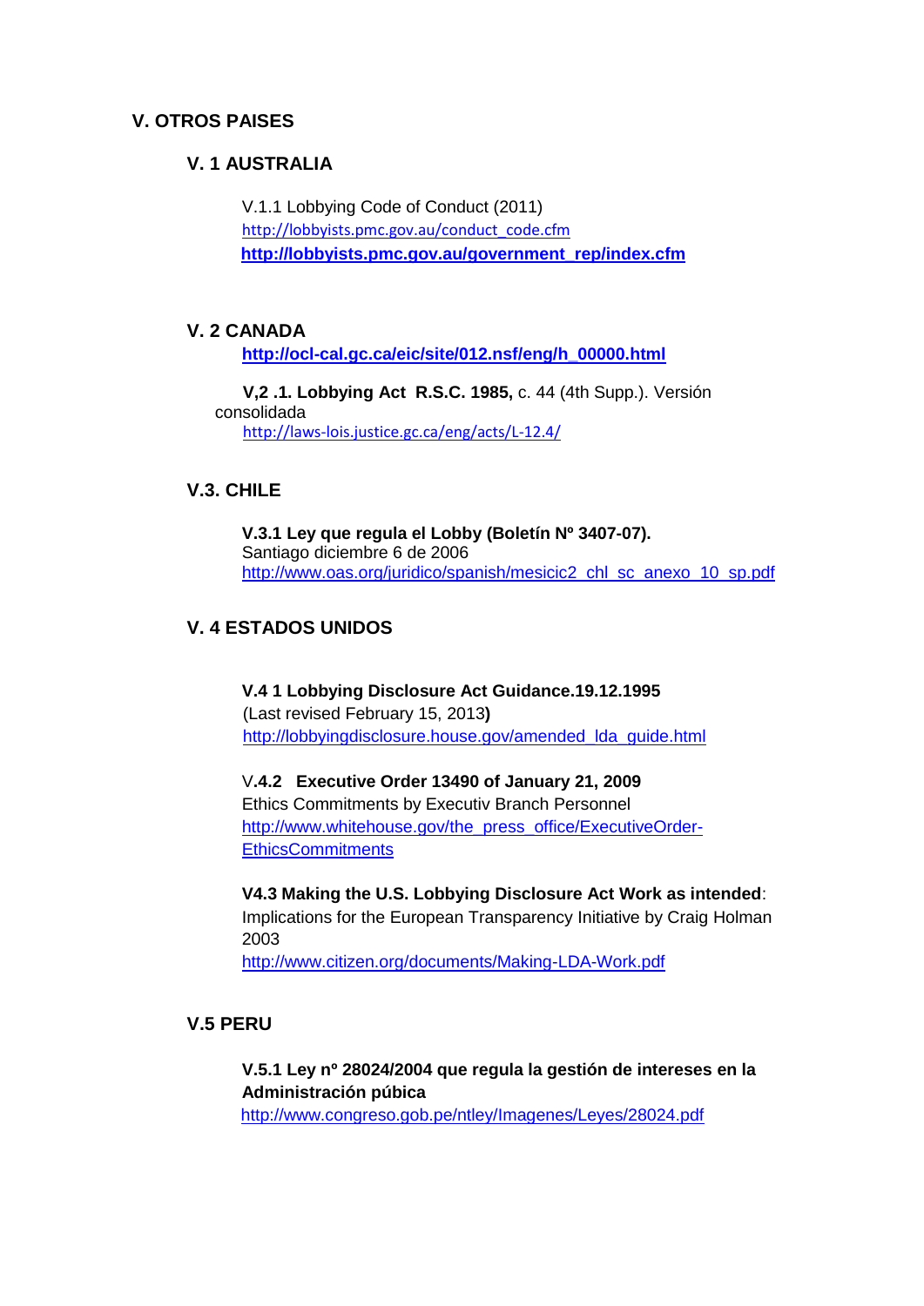## V. OTROS PAISES

### V. 1 AUSTRALIA

V.1.1 Lobbying Code of Conduct (2011)
http://lobbyists.pmc.gov.au/conduct_code.cfm
**http://lobbyists.pmc.gov.au/government_rep/index.cfm**

### V. 2 CANADA

**http://ocl-cal.gc.ca/eic/site/012.nsf/eng/h_00000.html**

**V,2 .1. Lobbying Act R.S.C. 1985,** c. 44 (4th Supp.). Versión consolidada
http://laws-lois.justice.gc.ca/eng/acts/L-12.4/

### V.3. CHILE

**V.3.1 Ley que regula el Lobby (Boletín Nº 3407-07).**
Santiago diciembre 6 de 2006
http://www.oas.org/juridico/spanish/mesicic2_chl_sc_anexo_10_sp.pdf

### V. 4 ESTADOS UNIDOS

**V.4 1 Lobbying Disclosure Act Guidance.19.12.1995**
(Last revised February 15, 2013**)**
http://lobbyingdisclosure.house.gov/amended_lda_guide.html

V**.4.2 Executive Order 13490 of January 21, 2009**
Ethics Commitments by Executiv Branch Personnel
http://www.whitehouse.gov/the_press_office/ExecutiveOrder-EthicsCommitments

**V4.3 Making the U.S. Lobbying Disclosure Act Work as intended**: Implications for the European Transparency Initiative by Craig Holman 2003
http://www.citizen.org/documents/Making-LDA-Work.pdf

### V.5 PERU

**V.5.1 Ley nº 28024/2004 que regula la gestión de intereses en la Administración púbica**
http://www.congreso.gob.pe/ntley/Imagenes/Leyes/28024.pdf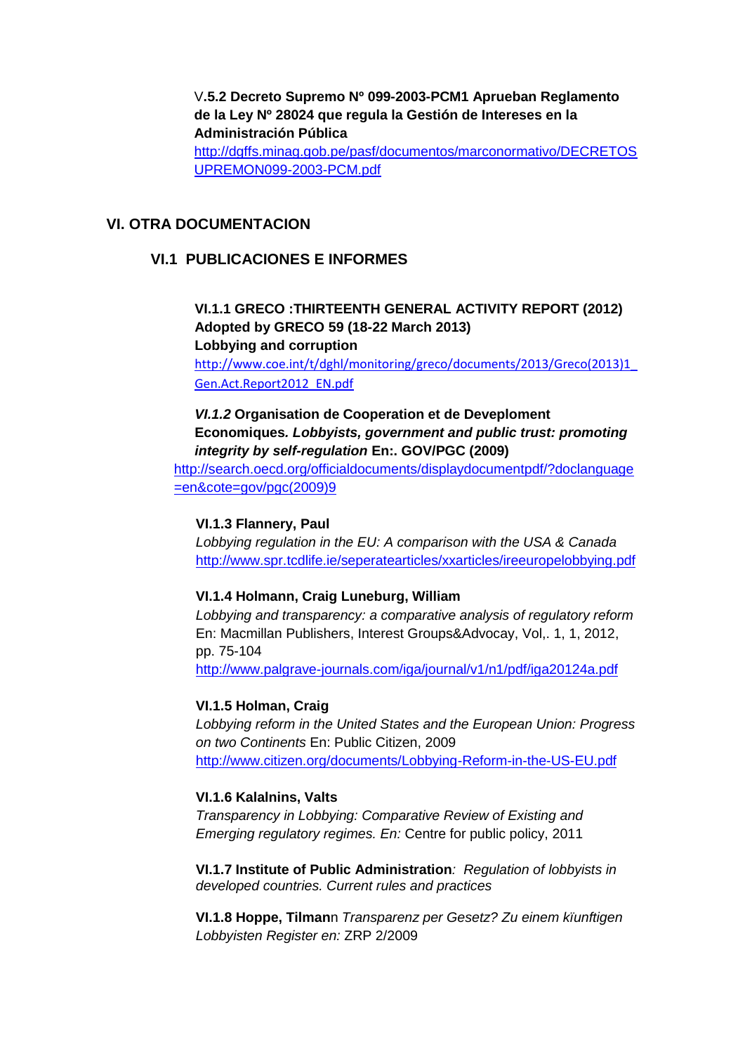V**.5.2 Decreto Supremo Nº 099-2003-PCM1 Aprueban Reglamento de la Ley Nº 28024 que regula la Gestión de Intereses en la Administración Pública**
http://dgffs.minag.gob.pe/pasf/documentos/marconormativo/DECRETOSUPREMON099-2003-PCM.pdf

## VI. OTRA DOCUMENTACION

### VI.1 PUBLICACIONES E INFORMES

**VI.1.1 GRECO :THIRTEENTH GENERAL ACTIVITY REPORT (2012) Adopted by GRECO 59 (18-22 March 2013)**
**Lobbying and corruption**
http://www.coe.int/t/dghl/monitoring/greco/documents/2013/Greco(2013)1_Gen.Act.Report2012_EN.pdf

***VI.1.2*** **Organisation de Cooperation et de Deveploment Economiques.** ***Lobbyists, government and public trust: promoting integrity by self-regulation*** **En:. GOV/PGC (2009)**
http://search.oecd.org/officialdocuments/displaydocumentpdf/?doclanguage=en&cote=gov/pgc(2009)9

**VI.1.3 Flannery, Paul**
*Lobbying regulation in the EU: A comparison with the USA & Canada*
http://www.spr.tcdlife.ie/seperatearticles/xxarticles/ireeuropelobbying.pdf

**VI.1.4 Holmann, Craig Luneburg, William**
*Lobbying and transparency: a comparative analysis of regulatory reform*
En: Macmillan Publishers, Interest Groups&Advocay, Vol,. 1, 1, 2012, pp. 75-104
http://www.palgrave-journals.com/iga/journal/v1/n1/pdf/iga20124a.pdf

**VI.1.5 Holman, Craig**
*Lobbying reform in the United States and the European Union: Progress on two Continents* En: Public Citizen, 2009
http://www.citizen.org/documents/Lobbying-Reform-in-the-US-EU.pdf

**VI.1.6 Kalalnins, Valts**
*Transparency in Lobbying: Comparative Review of Existing and Emerging regulatory regimes. En:* Centre for public policy, 2011

**VI.1.7 Institute of Public Administration***: Regulation of lobbyists in developed countries. Current rules and practices*

**VI.1.8 Hoppe, Tilman**n *Transparenz per Gesetz? Zu einem kïunftigen Lobbyisten Register en:* ZRP 2/2009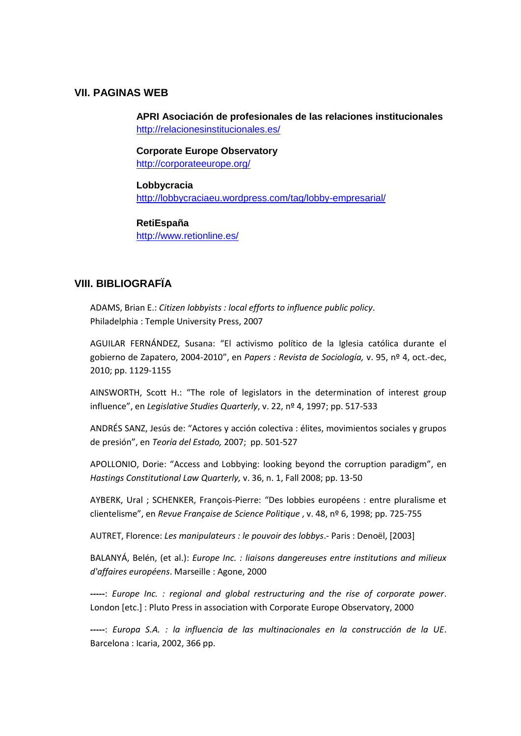## VII. PAGINAS WEB

**APRI Asociación de profesionales de las relaciones institucionales**
http://relacionesinstitucionales.es/

**Corporate Europe Observatory**
http://corporateeurope.org/

**Lobbycracia**
http://lobbycraciaeu.wordpress.com/tag/lobby-empresarial/

**RetiEspaña**
http://www.retionline.es/

## VIII. BIBLIOGRAFÏA

ADAMS, Brian E.: *Citizen lobbyists : local efforts to influence public policy*. Philadelphia : Temple University Press, 2007

AGUILAR FERNÁNDEZ, Susana: "El activismo político de la Iglesia católica durante el gobierno de Zapatero, 2004-2010", en *Papers : Revista de Sociología,* v. 95, nº 4, oct.-dec, 2010; pp. 1129-1155

AINSWORTH, Scott H.: "The role of legislators in the determination of interest group influence", en *Legislative Studies Quarterly*, v. 22, nº 4, 1997; pp. 517-533

ANDRÉS SANZ, Jesús de: "Actores y acción colectiva : élites, movimientos sociales y grupos de presión", en *Teoría del Estado,* 2007; pp. 501-527

APOLLONIO, Dorie: "Access and Lobbying: looking beyond the corruption paradigm", en *Hastings Constitutional Law Quarterly,* v. 36, n. 1, Fall 2008; pp. 13-50

AYBERK, Ural ; SCHENKER, François-Pierre: "Des lobbies européens : entre pluralisme et clientelisme", en *Revue Française de Science Politique* , v. 48, nº 6, 1998; pp. 725-755

AUTRET, Florence: *Les manipulateurs : le pouvoir des lobbys*.- Paris : Denoël, [2003]

BALANYÁ, Belén, (et al.): *Europe Inc. : liaisons dangereuses entre institutions and milieux d'affaires européens*. Marseille : Agone, 2000

-----: *Europe Inc. : regional and global restructuring and the rise of corporate power*. London [etc.] : Pluto Press in association with Corporate Europe Observatory, 2000

-----: *Europa S.A. : la influencia de las multinacionales en la construcción de la UE*. Barcelona : Icaria, 2002, 366 pp.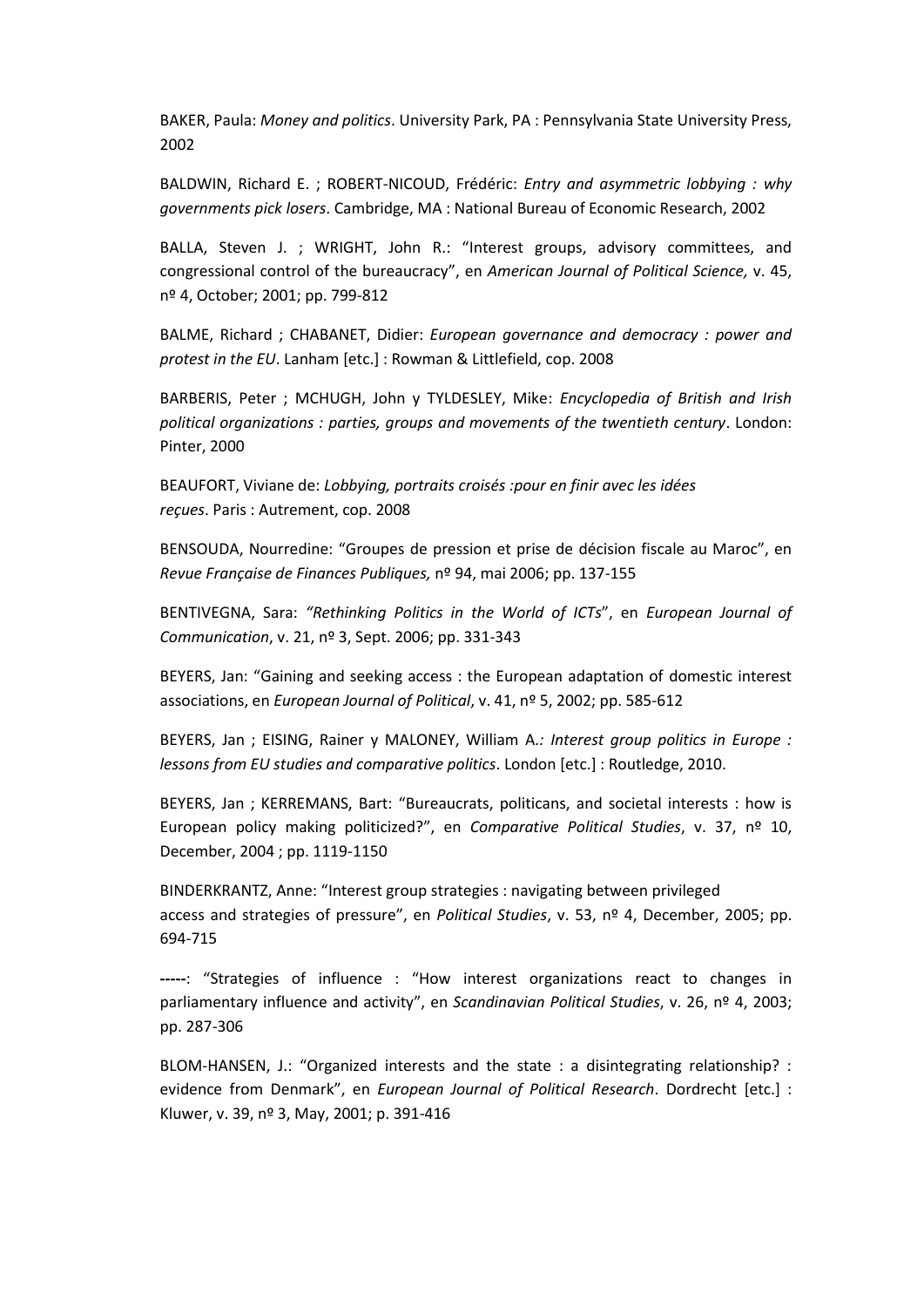BAKER, Paula: *Money and politics*. University Park, PA : Pennsylvania State University Press, 2002

BALDWIN, Richard E. ; ROBERT-NICOUD, Frédéric: *Entry and asymmetric lobbying : why governments pick losers*. Cambridge, MA : National Bureau of Economic Research, 2002

BALLA, Steven J. ; WRIGHT, John R.: "Interest groups, advisory committees, and congressional control of the bureaucracy", en *American Journal of Political Science,* v. 45, nº 4, October; 2001; pp. 799-812

BALME, Richard ; CHABANET, Didier: *European governance and democracy : power and protest in the EU*. Lanham [etc.] : Rowman & Littlefield, cop. 2008

BARBERIS, Peter ; MCHUGH, John y TYLDESLEY, Mike: *Encyclopedia of British and Irish political organizations : parties, groups and movements of the twentieth century*. London: Pinter, 2000

BEAUFORT, Viviane de: *Lobbying, portraits croisés :pour en finir avec les idées reçues*. Paris : Autrement, cop. 2008

BENSOUDA, Nourredine: "Groupes de pression et prise de décision fiscale au Maroc", en *Revue Française de Finances Publiques,* nº 94, mai 2006; pp. 137-155

BENTIVEGNA, Sara: *"Rethinking Politics in the World of ICTs*", en *European Journal of Communication*, v. 21, nº 3, Sept. 2006; pp. 331-343

BEYERS, Jan: "Gaining and seeking access : the European adaptation of domestic interest associations, en *European Journal of Political*, v. 41, nº 5, 2002; pp. 585-612

BEYERS, Jan ; EISING, Rainer y MALONEY, William A*.: Interest group politics in Europe : lessons from EU studies and comparative politics*. London [etc.] : Routledge, 2010.

BEYERS, Jan ; KERREMANS, Bart: "Bureaucrats, politicans, and societal interests : how is European policy making politicized?", en *Comparative Political Studies*, v. 37, nº 10, December, 2004 ; pp. 1119-1150

BINDERKRANTZ, Anne: "Interest group strategies : navigating between privileged access and strategies of pressure", en *Political Studies*, v. 53, nº 4, December, 2005; pp. 694-715

-----: "Strategies of influence : "How interest organizations react to changes in parliamentary influence and activity", en *Scandinavian Political Studies*, v. 26, nº 4, 2003; pp. 287-306

BLOM-HANSEN, J.: "Organized interests and the state : a disintegrating relationship? : evidence from Denmark", en *European Journal of Political Research*. Dordrecht [etc.] : Kluwer, v. 39, nº 3, May, 2001; p. 391-416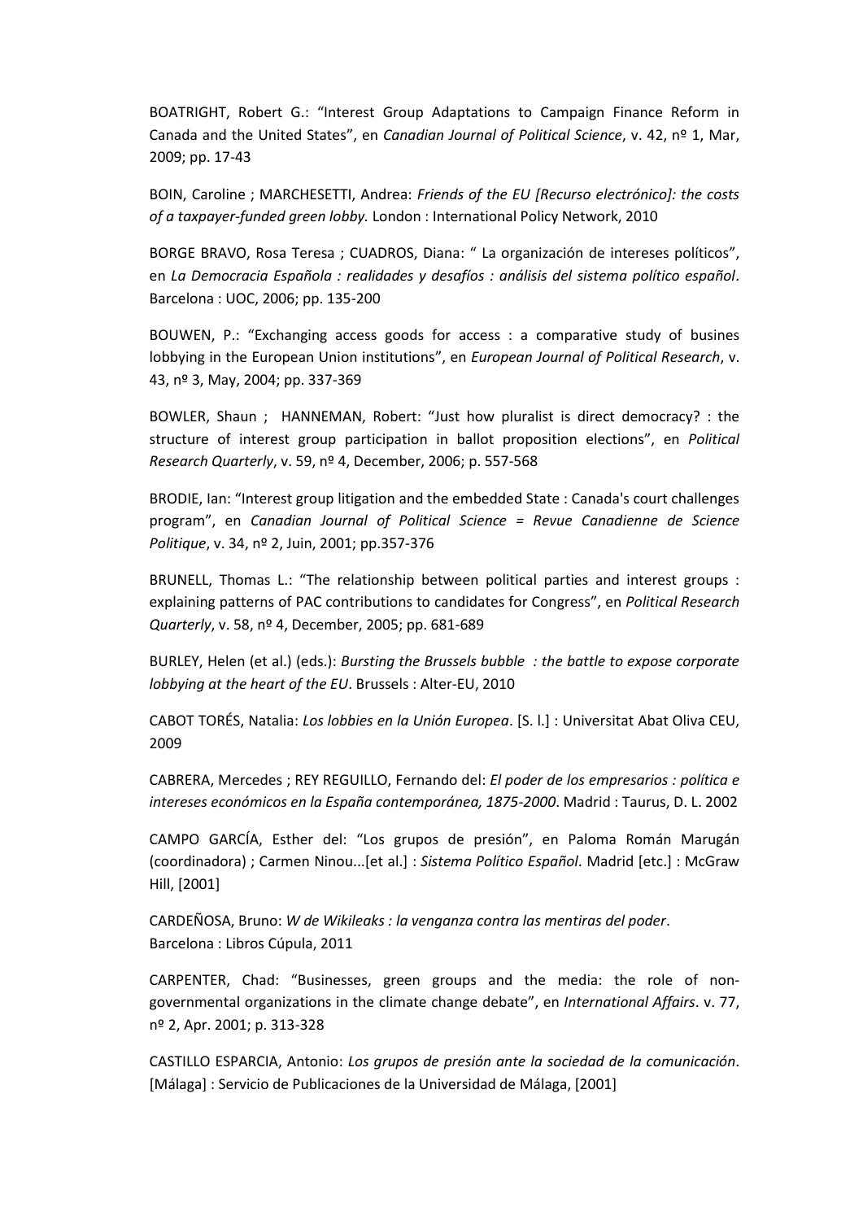BOATRIGHT, Robert G.: “Interest Group Adaptations to Campaign Finance Reform in Canada and the United States”, en *Canadian Journal of Political Science*, v. 42, nº 1, Mar, 2009; pp. 17-43

BOIN, Caroline ; MARCHESETTI, Andrea: *Friends of the EU [Recurso electrónico]: the costs of a taxpayer-funded green lobby.* London : International Policy Network, 2010

BORGE BRAVO, Rosa Teresa ; CUADROS, Diana: “ La organización de intereses políticos”, en *La Democracia Española : realidades y desafíos : análisis del sistema político español*. Barcelona : UOC, 2006; pp. 135-200

BOUWEN, P.: “Exchanging access goods for access : a comparative study of busines lobbying in the European Union institutions”, en *European Journal of Political Research*, v. 43, nº 3, May, 2004; pp. 337-369

BOWLER, Shaun ; HANNEMAN, Robert: “Just how pluralist is direct democracy? : the structure of interest group participation in ballot proposition elections”, en *Political Research Quarterly*, v. 59, nº 4, December, 2006; p. 557-568

BRODIE, Ian: “Interest group litigation and the embedded State : Canada's court challenges program”, en *Canadian Journal of Political Science = Revue Canadienne de Science Politique*, v. 34, nº 2, Juin, 2001; pp.357-376

BRUNELL, Thomas L.: “The relationship between political parties and interest groups : explaining patterns of PAC contributions to candidates for Congress”, en *Political Research Quarterly*, v. 58, nº 4, December, 2005; pp. 681-689

BURLEY, Helen (et al.) (eds.): *Bursting the Brussels bubble : the battle to expose corporate lobbying at the heart of the EU*. Brussels : Alter-EU, 2010

CABOT TORÉS, Natalia: *Los lobbies en la Unión Europea*. [S. l.] : Universitat Abat Oliva CEU, 2009

CABRERA, Mercedes ; REY REGUILLO, Fernando del: *El poder de los empresarios : política e intereses económicos en la España contemporánea, 1875-2000*. Madrid : Taurus, D. L. 2002

CAMPO GARCÍA, Esther del: “Los grupos de presión”, en Paloma Román Marugán (coordinadora) ; Carmen Ninou...[et al.] : *Sistema Político Español*. Madrid [etc.] : McGraw Hill, [2001]

CARDEÑOSA, Bruno: *W de Wikileaks : la venganza contra las mentiras del poder*. Barcelona : Libros Cúpula, 2011

CARPENTER, Chad: “Businesses, green groups and the media: the role of non-governmental organizations in the climate change debate”, en *International Affairs*. v. 77, nº 2, Apr. 2001; p. 313-328

CASTILLO ESPARCIA, Antonio: *Los grupos de presión ante la sociedad de la comunicación*. [Málaga] : Servicio de Publicaciones de la Universidad de Málaga, [2001]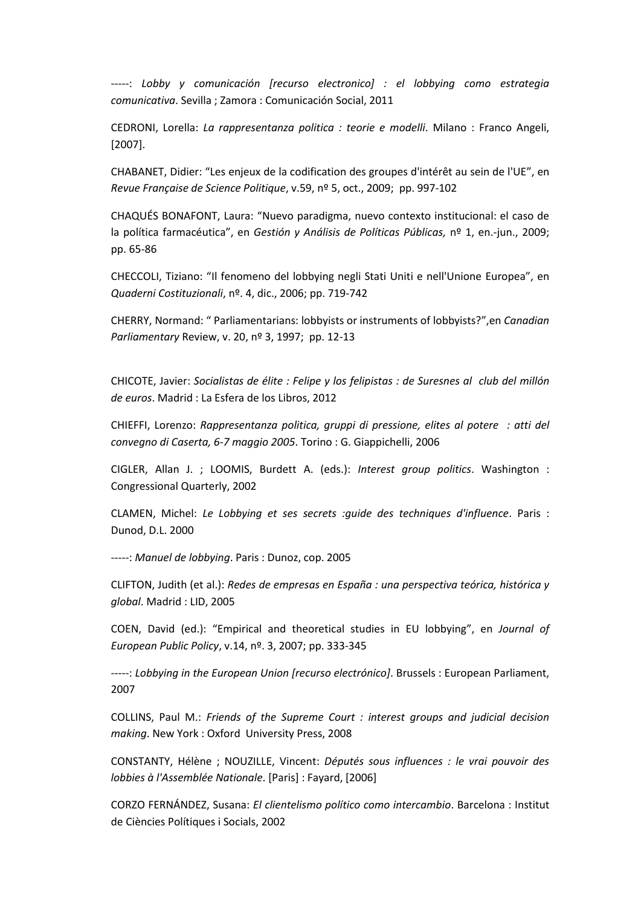-----: *Lobby y comunicación [recurso electronico] : el lobbying como estrategia comunicativa*. Sevilla ; Zamora : Comunicación Social, 2011

CEDRONI, Lorella: *La rappresentanza politica : teorie e modelli*. Milano : Franco Angeli, [2007].

CHABANET, Didier: "Les enjeux de la codification des groupes d'intérêt au sein de l'UE", en *Revue Française de Science Politique*, v.59, nº 5, oct., 2009; pp. 997-102

CHAQUÉS BONAFONT, Laura: "Nuevo paradigma, nuevo contexto institucional: el caso de la política farmacéutica", en *Gestión y Análisis de Políticas Públicas,* nº 1, en.-jun., 2009; pp. 65-86

CHECCOLI, Tiziano: "Il fenomeno del lobbying negli Stati Uniti e nell'Unione Europea", en *Quaderni Costituzionali*, nº. 4, dic., 2006; pp. 719-742

CHERRY, Normand: " Parliamentarians: lobbyists or instruments of lobbyists?",en *Canadian Parliamentary* Review, v. 20, nº 3, 1997; pp. 12-13

CHICOTE, Javier: *Socialistas de élite : Felipe y los felipistas : de Suresnes al club del millón de euros*. Madrid : La Esfera de los Libros, 2012

CHIEFFI, Lorenzo: *Rappresentanza politica, gruppi di pressione, elites al potere : atti del convegno di Caserta, 6-7 maggio 2005*. Torino : G. Giappichelli, 2006

CIGLER, Allan J. ; LOOMIS, Burdett A. (eds.): *Interest group politics*. Washington : Congressional Quarterly, 2002

CLAMEN, Michel: *Le Lobbying et ses secrets :guide des techniques d'influence*. Paris : Dunod, D.L. 2000

-----: *Manuel de lobbying*. Paris : Dunoz, cop. 2005

CLIFTON, Judith (et al.): *Redes de empresas en España : una perspectiva teórica, histórica y global*. Madrid : LID, 2005

COEN, David (ed.): "Empirical and theoretical studies in EU lobbying", en *Journal of European Public Policy*, v.14, nº. 3, 2007; pp. 333-345

-----: *Lobbying in the European Union [recurso electrónico]*. Brussels : European Parliament, 2007

COLLINS, Paul M.: *Friends of the Supreme Court : interest groups and judicial decision making*. New York : Oxford University Press, 2008

CONSTANTY, Hélène ; NOUZILLE, Vincent: *Députés sous influences : le vrai pouvoir des lobbies à l'Assemblée Nationale*. [Paris] : Fayard, [2006]

CORZO FERNÁNDEZ, Susana: *El clientelismo político como intercambio*. Barcelona : Institut de Ciències Polítiques i Socials, 2002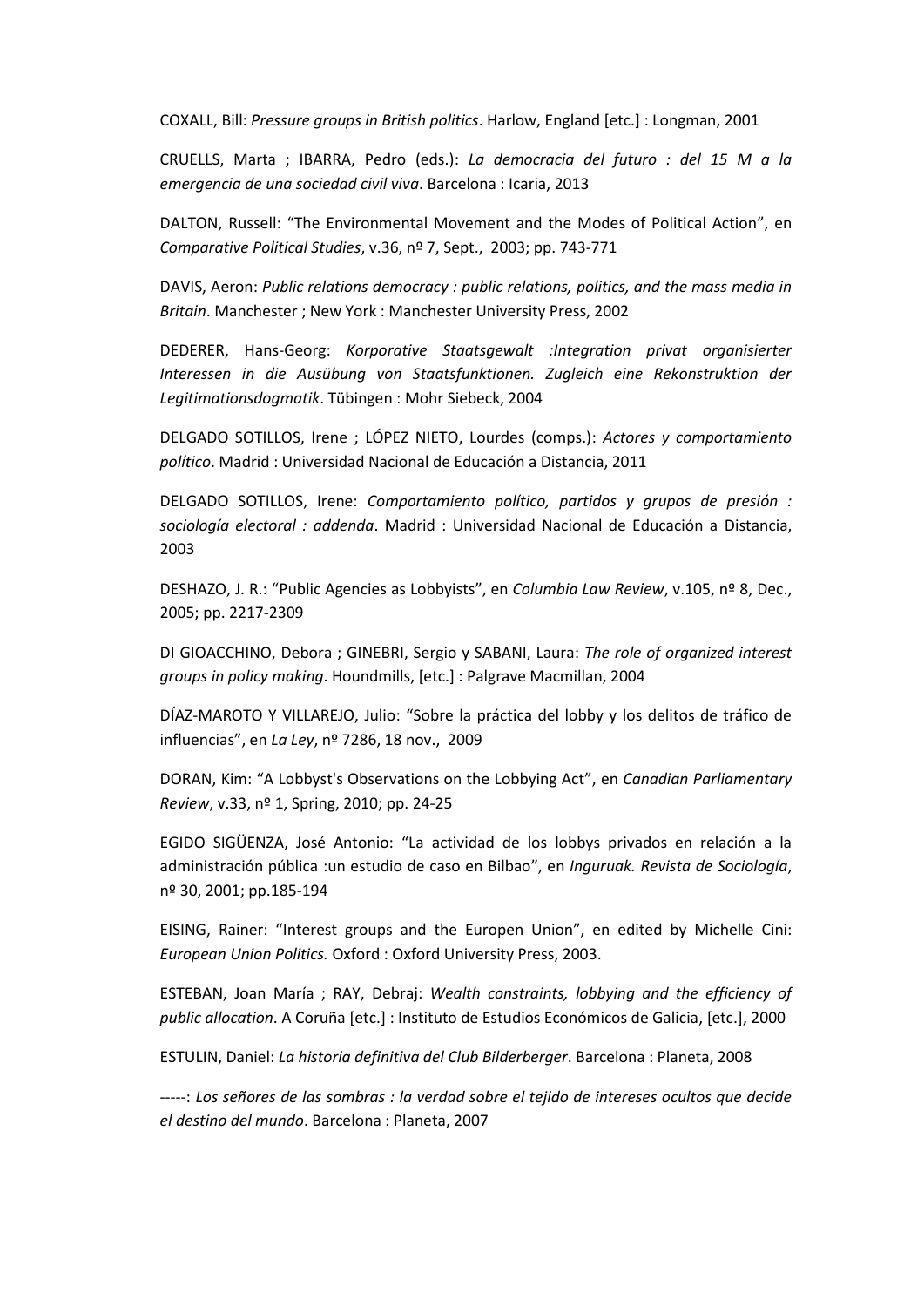COXALL, Bill: *Pressure groups in British politics*. Harlow, England [etc.] : Longman, 2001

CRUELLS, Marta ; IBARRA, Pedro (eds.): *La democracia del futuro : del 15 M a la emergencia de una sociedad civil viva*. Barcelona : Icaria, 2013

DALTON, Russell: "The Environmental Movement and the Modes of Political Action", en *Comparative Political Studies*, v.36, nº 7, Sept., 2003; pp. 743-771

DAVIS, Aeron: *Public relations democracy : public relations, politics, and the mass media in Britain*. Manchester ; New York : Manchester University Press, 2002

DEDERER, Hans-Georg: *Korporative Staatsgewalt :Integration privat organisierter Interessen in die Ausübung von Staatsfunktionen. Zugleich eine Rekonstruktion der Legitimationsdogmatik*. Tübingen : Mohr Siebeck, 2004

DELGADO SOTILLOS, Irene ; LÓPEZ NIETO, Lourdes (comps.): *Actores y comportamiento político*. Madrid : Universidad Nacional de Educación a Distancia, 2011

DELGADO SOTILLOS, Irene: *Comportamiento político, partidos y grupos de presión : sociología electoral : addenda*. Madrid : Universidad Nacional de Educación a Distancia, 2003

DESHAZO, J. R.: "Public Agencies as Lobbyists", en *Columbia Law Review*, v.105, nº 8, Dec., 2005; pp. 2217-2309

DI GIOACCHINO, Debora ; GINEBRI, Sergio y SABANI, Laura: *The role of organized interest groups in policy making*. Houndmills, [etc.] : Palgrave Macmillan, 2004

DÍAZ-MAROTO Y VILLAREJO, Julio: "Sobre la práctica del lobby y los delitos de tráfico de influencias", en *La Ley*, nº 7286, 18 nov., 2009

DORAN, Kim: "A Lobbyst's Observations on the Lobbying Act", en *Canadian Parliamentary Review*, v.33, nº 1, Spring, 2010; pp. 24-25

EGIDO SIGÜENZA, José Antonio: "La actividad de los lobbys privados en relación a la administración pública :un estudio de caso en Bilbao", en *Inguruak. Revista de Sociología*, nº 30, 2001; pp.185-194

EISING, Rainer: "Interest groups and the Europen Union", en edited by Michelle Cini: *European Union Politics.* Oxford : Oxford University Press, 2003.

ESTEBAN, Joan María ; RAY, Debraj: *Wealth constraints, lobbying and the efficiency of public allocation*. A Coruña [etc.] : Instituto de Estudios Económicos de Galicia, [etc.], 2000

ESTULIN, Daniel: *La historia definitiva del Club Bilderberger*. Barcelona : Planeta, 2008

-----: *Los señores de las sombras : la verdad sobre el tejido de intereses ocultos que decide el destino del mundo*. Barcelona : Planeta, 2007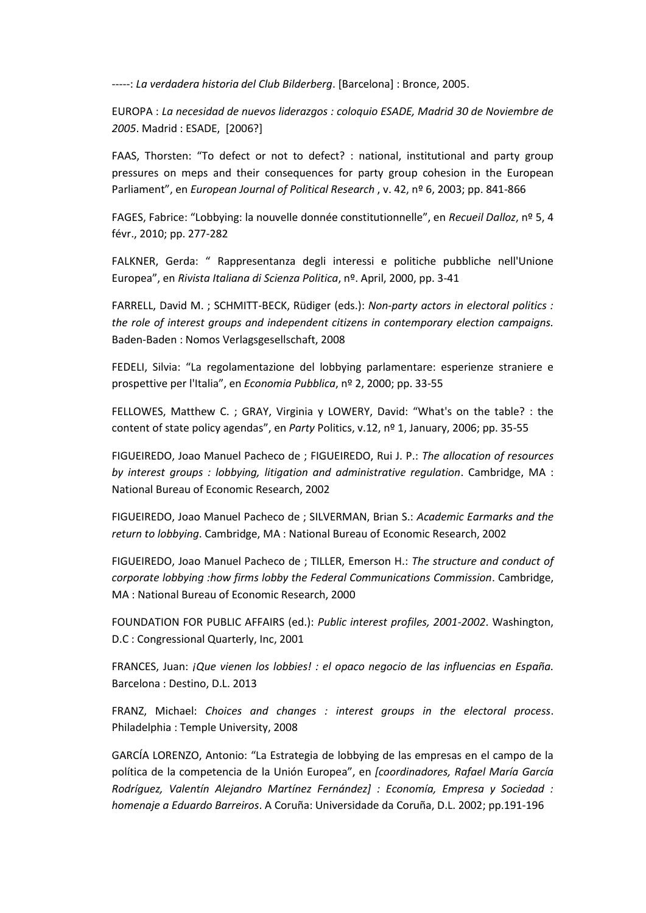-----: *La verdadera historia del Club Bilderberg*. [Barcelona] : Bronce, 2005.

EUROPA : *La necesidad de nuevos liderazgos : coloquio ESADE, Madrid 30 de Noviembre de 2005*. Madrid : ESADE, [2006?]

FAAS, Thorsten: "To defect or not to defect? : national, institutional and party group pressures on meps and their consequences for party group cohesion in the European Parliament", en *European Journal of Political Research* , v. 42, nº 6, 2003; pp. 841-866

FAGES, Fabrice: "Lobbying: la nouvelle donnée constitutionnelle", en *Recueil Dalloz*, nº 5, 4 févr., 2010; pp. 277-282

FALKNER, Gerda: " Rappresentanza degli interessi e politiche pubbliche nell'Unione Europea", en *Rivista Italiana di Scienza Politica*, nº. April, 2000, pp. 3-41

FARRELL, David M. ; SCHMITT-BECK, Rüdiger (eds.): *Non-party actors in electoral politics : the role of interest groups and independent citizens in contemporary election campaigns.* Baden-Baden : Nomos Verlagsgesellschaft, 2008

FEDELI, Silvia: "La regolamentazione del lobbying parlamentare: esperienze straniere e prospettive per l'Italia", en *Economia Pubblica*, nº 2, 2000; pp. 33-55

FELLOWES, Matthew C. ; GRAY, Virginia y LOWERY, David: "What's on the table? : the content of state policy agendas", en *Party* Politics, v.12, nº 1, January, 2006; pp. 35-55

FIGUEIREDO, Joao Manuel Pacheco de ; FIGUEIREDO, Rui J. P.: *The allocation of resources by interest groups : lobbying, litigation and administrative regulation*. Cambridge, MA : National Bureau of Economic Research, 2002

FIGUEIREDO, Joao Manuel Pacheco de ; SILVERMAN, Brian S.: *Academic Earmarks and the return to lobbying*. Cambridge, MA : National Bureau of Economic Research, 2002

FIGUEIREDO, Joao Manuel Pacheco de ; TILLER, Emerson H.: *The structure and conduct of corporate lobbying :how firms lobby the Federal Communications Commission*. Cambridge, MA : National Bureau of Economic Research, 2000

FOUNDATION FOR PUBLIC AFFAIRS (ed.): *Public interest profiles, 2001-2002*. Washington, D.C : Congressional Quarterly, Inc, 2001

FRANCES, Juan: *¡Que vienen los lobbies! : el opaco negocio de las influencias en España.* Barcelona : Destino, D.L. 2013

FRANZ, Michael: *Choices and changes : interest groups in the electoral process*. Philadelphia : Temple University, 2008

GARCÍA LORENZO, Antonio: "La Estrategia de lobbying de las empresas en el campo de la política de la competencia de la Unión Europea", en *[coordinadores, Rafael María García Rodríguez, Valentín Alejandro Martínez Fernández] : Economía, Empresa y Sociedad : homenaje a Eduardo Barreiros*. A Coruña: Universidade da Coruña, D.L. 2002; pp.191-196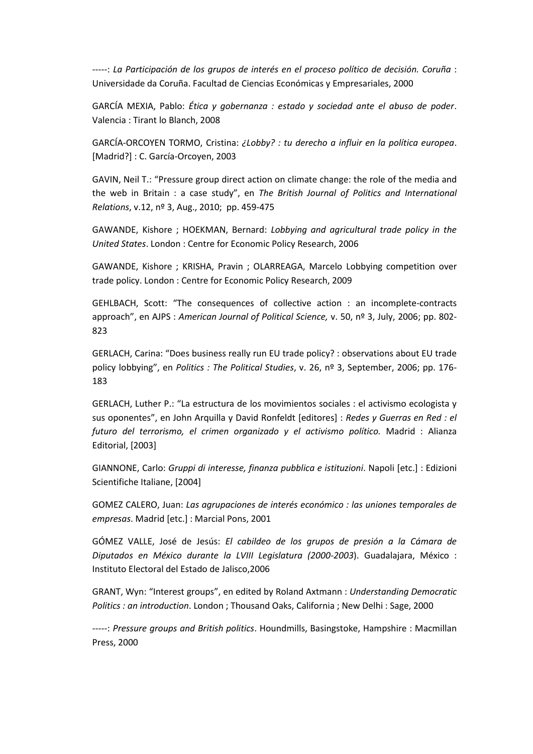-----: *La Participación de los grupos de interés en el proceso político de decisión. Coruña* : Universidade da Coruña. Facultad de Ciencias Económicas y Empresariales, 2000

GARCÍA MEXIA, Pablo: *Ética y gobernanza : estado y sociedad ante el abuso de poder*. Valencia : Tirant lo Blanch, 2008

GARCÍA-ORCOYEN TORMO, Cristina: *¿Lobby? : tu derecho a influir en la política europea*. [Madrid?] : C. García-Orcoyen, 2003

GAVIN, Neil T.: "Pressure group direct action on climate change: the role of the media and the web in Britain : a case study", en *The British Journal of Politics and International Relations*, v.12, nº 3, Aug., 2010; pp. 459-475

GAWANDE, Kishore ; HOEKMAN, Bernard: *Lobbying and agricultural trade policy in the United States*. London : Centre for Economic Policy Research, 2006

GAWANDE, Kishore ; KRISHA, Pravin ; OLARREAGA, Marcelo Lobbying competition over trade policy. London : Centre for Economic Policy Research, 2009

GEHLBACH, Scott: "The consequences of collective action : an incomplete-contracts approach", en AJPS : *American Journal of Political Science,* v. 50, nº 3, July, 2006; pp. 802-823

GERLACH, Carina: "Does business really run EU trade policy? : observations about EU trade policy lobbying", en *Politics : The Political Studies*, v. 26, nº 3, September, 2006; pp. 176-183

GERLACH, Luther P.: "La estructura de los movimientos sociales : el activismo ecologista y sus oponentes", en John Arquilla y David Ronfeldt [editores] : *Redes y Guerras en Red : el futuro del terrorismo, el crimen organizado y el activismo político.* Madrid : Alianza Editorial, [2003]

GIANNONE, Carlo: *Gruppi di interesse, finanza pubblica e istituzioni*. Napoli [etc.] : Edizioni Scientifiche Italiane, [2004]

GOMEZ CALERO, Juan: *Las agrupaciones de interés económico : las uniones temporales de empresas*. Madrid [etc.] : Marcial Pons, 2001

GÓMEZ VALLE, José de Jesús: *El cabildeo de los grupos de presión a la Cámara de Diputados en México durante la LVIII Legislatura (2000-2003*). Guadalajara, México : Instituto Electoral del Estado de Jalisco,2006

GRANT, Wyn: "Interest groups", en edited by Roland Axtmann : *Understanding Democratic Politics : an introduction*. London ; Thousand Oaks, California ; New Delhi : Sage, 2000

-----: *Pressure groups and British politics*. Houndmills, Basingstoke, Hampshire : Macmillan Press, 2000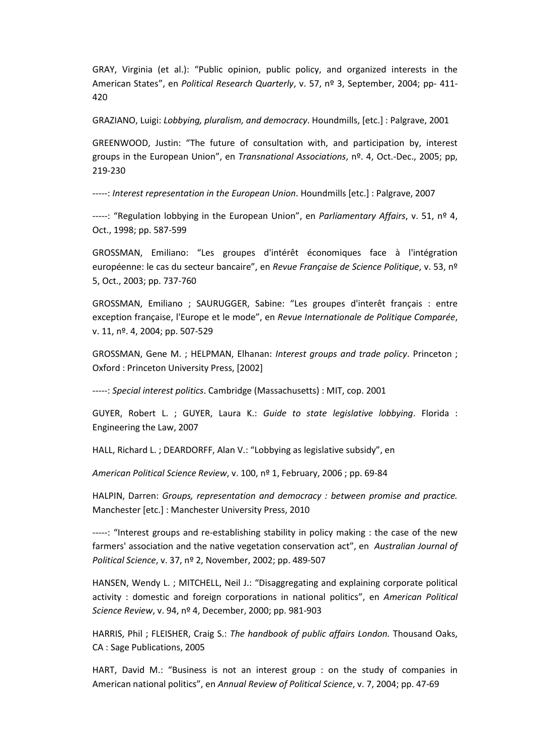GRAY, Virginia (et al.): “Public opinion, public policy, and organized interests in the American States”, en *Political Research Quarterly*, v. 57, nº 3, September, 2004; pp- 411-420

GRAZIANO, Luigi: *Lobbying, pluralism, and democracy*. Houndmills, [etc.] : Palgrave, 2001

GREENWOOD, Justin: “The future of consultation with, and participation by, interest groups in the European Union”, en *Transnational Associations*, nº. 4, Oct.-Dec., 2005; pp, 219-230

-----: *Interest representation in the European Union*. Houndmills [etc.] : Palgrave, 2007

-----: “Regulation lobbying in the European Union”, en *Parliamentary Affairs*, v. 51, nº 4, Oct., 1998; pp. 587-599

GROSSMAN, Emiliano: “Les groupes d'intérêt économiques face à l'intégration européenne: le cas du secteur bancaire”, en *Revue Française de Science Politique*, v. 53, nº 5, Oct., 2003; pp. 737-760

GROSSMAN, Emiliano ; SAURUGGER, Sabine: “Les groupes d'interêt français : entre exception française, l'Europe et le mode”, en *Revue Internationale de Politique Comparée*, v. 11, nº. 4, 2004; pp. 507-529

GROSSMAN, Gene M. ; HELPMAN, Elhanan: *Interest groups and trade policy*. Princeton ; Oxford : Princeton University Press, [2002]

-----: *Special interest politics*. Cambridge (Massachusetts) : MIT, cop. 2001

GUYER, Robert L. ; GUYER, Laura K.: *Guide to state legislative lobbying*. Florida : Engineering the Law, 2007

HALL, Richard L. ; DEARDORFF, Alan V.: “Lobbying as legislative subsidy”, en

*American Political Science Review*, v. 100, nº 1, February, 2006 ; pp. 69-84

HALPIN, Darren: *Groups, representation and democracy : between promise and practice.* Manchester [etc.] : Manchester University Press, 2010

-----: “Interest groups and re-establishing stability in policy making : the case of the new farmers' association and the native vegetation conservation act”, en *Australian Journal of Political Science*, v. 37, nº 2, November, 2002; pp. 489-507

HANSEN, Wendy L. ; MITCHELL, Neil J.: “Disaggregating and explaining corporate political activity : domestic and foreign corporations in national politics”, en *American Political Science Review*, v. 94, nº 4, December, 2000; pp. 981-903

HARRIS, Phil ; FLEISHER, Craig S.: *The handbook of public affairs London.* Thousand Oaks, CA : Sage Publications, 2005

HART, David M.: “Business is not an interest group : on the study of companies in American national politics”, en *Annual Review of Political Science*, v. 7, 2004; pp. 47-69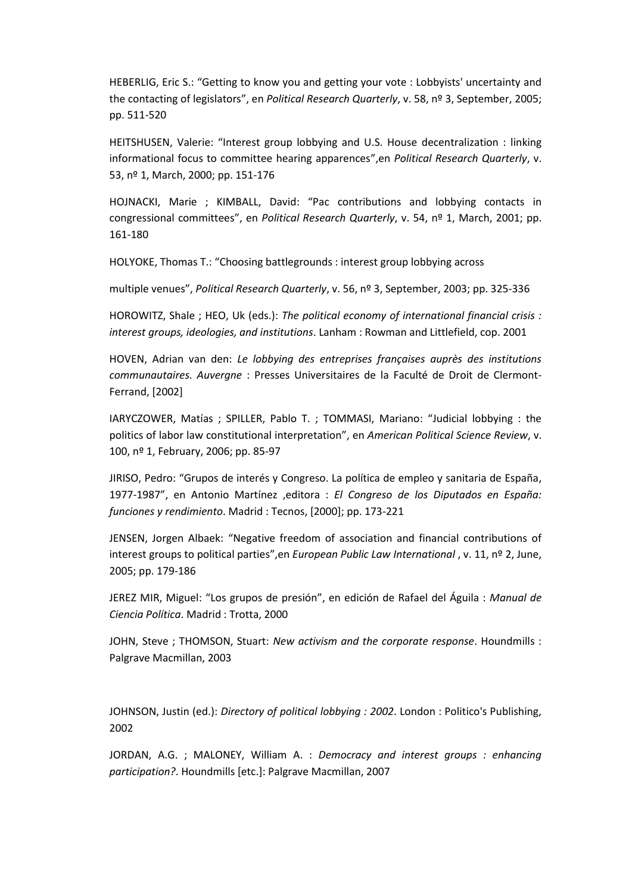HEBERLIG, Eric S.: “Getting to know you and getting your vote : Lobbyists' uncertainty and the contacting of legislators”, en *Political Research Quarterly*, v. 58, nº 3, September, 2005; pp. 511-520

HEITSHUSEN, Valerie: “Interest group lobbying and U.S. House decentralization : linking informational focus to committee hearing apparences”,en *Political Research Quarterly*, v. 53, nº 1, March, 2000; pp. 151-176

HOJNACKI, Marie ; KIMBALL, David: “Pac contributions and lobbying contacts in congressional committees”, en *Political Research Quarterly*, v. 54, nº 1, March, 2001; pp. 161-180

HOLYOKE, Thomas T.: “Choosing battlegrounds : interest group lobbying across

multiple venues”, *Political Research Quarterly*, v. 56, nº 3, September, 2003; pp. 325-336

HOROWITZ, Shale ; HEO, Uk (eds.): *The political economy of international financial crisis : interest groups, ideologies, and institutions*. Lanham : Rowman and Littlefield, cop. 2001

HOVEN, Adrian van den: *Le lobbying des entreprises françaises auprès des institutions communautaires. Auvergne* : Presses Universitaires de la Faculté de Droit de Clermont-Ferrand, [2002]

IARYCZOWER, Matías ; SPILLER, Pablo T. ; TOMMASI, Mariano: “Judicial lobbying : the politics of labor law constitutional interpretation”, en *American Political Science Review*, v. 100, nº 1, February, 2006; pp. 85-97

JIRISO, Pedro: “Grupos de interés y Congreso. La política de empleo y sanitaria de España, 1977-1987”, en Antonio Martínez ,editora : *El Congreso de los Diputados en España: funciones y rendimiento*. Madrid : Tecnos, [2000]; pp. 173-221

JENSEN, Jorgen Albaek: “Negative freedom of association and financial contributions of interest groups to political parties”,en *European Public Law International* , v. 11, nº 2, June, 2005; pp. 179-186

JEREZ MIR, Miguel: “Los grupos de presión”, en edición de Rafael del Águila : *Manual de Ciencia Política*. Madrid : Trotta, 2000

JOHN, Steve ; THOMSON, Stuart: *New activism and the corporate response*. Houndmills : Palgrave Macmillan, 2003

JOHNSON, Justin (ed.): *Directory of political lobbying : 2002*. London : Politico's Publishing, 2002

JORDAN, A.G. ; MALONEY, William A. : *Democracy and interest groups : enhancing participation?*. Houndmills [etc.]: Palgrave Macmillan, 2007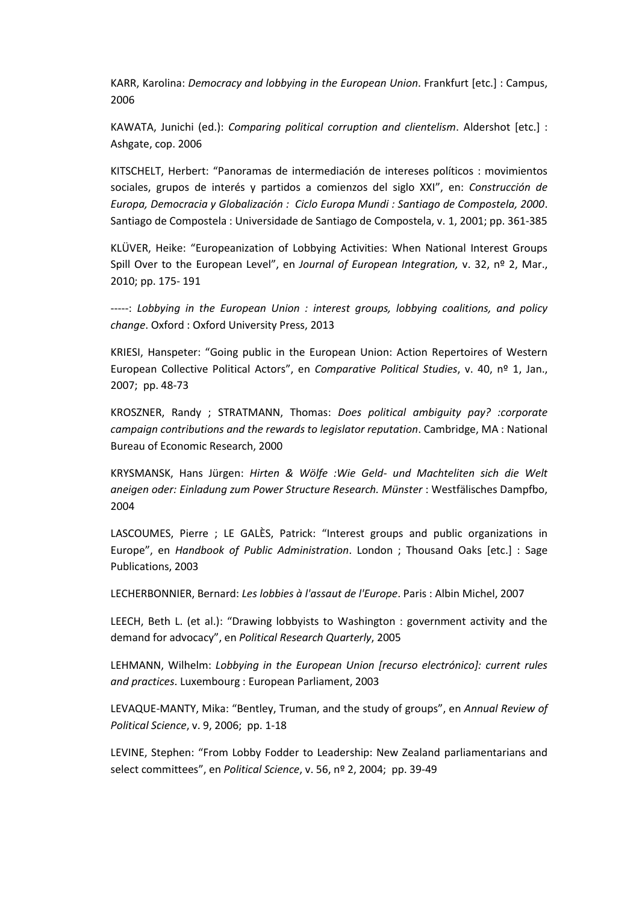KARR, Karolina: *Democracy and lobbying in the European Union*. Frankfurt [etc.] : Campus, 2006

KAWATA, Junichi (ed.): *Comparing political corruption and clientelism*. Aldershot [etc.] : Ashgate, cop. 2006

KITSCHELT, Herbert: "Panoramas de intermediación de intereses políticos : movimientos sociales, grupos de interés y partidos a comienzos del siglo XXI", en: *Construcción de Europa, Democracia y Globalización : Ciclo Europa Mundi : Santiago de Compostela, 2000*. Santiago de Compostela : Universidade de Santiago de Compostela, v. 1, 2001; pp. 361-385

KLÜVER, Heike: "Europeanization of Lobbying Activities: When National Interest Groups Spill Over to the European Level", en *Journal of European Integration,* v. 32, nº 2, Mar., 2010; pp. 175- 191

-----: *Lobbying in the European Union : interest groups, lobbying coalitions, and policy change*. Oxford : Oxford University Press, 2013

KRIESI, Hanspeter: "Going public in the European Union: Action Repertoires of Western European Collective Political Actors", en *Comparative Political Studies*, v. 40, nº 1, Jan., 2007; pp. 48-73

KROSZNER, Randy ; STRATMANN, Thomas: *Does political ambiguity pay? :corporate campaign contributions and the rewards to legislator reputation*. Cambridge, MA : National Bureau of Economic Research, 2000

KRYSMANSK, Hans Jürgen: *Hirten & Wölfe :Wie Geld- und Machteliten sich die Welt aneigen oder: Einladung zum Power Structure Research. Münster* : Westfälisches Dampfbo, 2004

LASCOUMES, Pierre ; LE GALÈS, Patrick: "Interest groups and public organizations in Europe", en *Handbook of Public Administration*. London ; Thousand Oaks [etc.] : Sage Publications, 2003

LECHERBONNIER, Bernard: *Les lobbies à l'assaut de l'Europe*. Paris : Albin Michel, 2007

LEECH, Beth L. (et al.): "Drawing lobbyists to Washington : government activity and the demand for advocacy", en *Political Research Quarterly*, 2005

LEHMANN, Wilhelm: *Lobbying in the European Union [recurso electrónico]: current rules and practices*. Luxembourg : European Parliament, 2003

LEVAQUE-MANTY, Mika: "Bentley, Truman, and the study of groups", en *Annual Review of Political Science*, v. 9, 2006; pp. 1-18

LEVINE, Stephen: "From Lobby Fodder to Leadership: New Zealand parliamentarians and select committees", en *Political Science*, v. 56, nº 2, 2004; pp. 39-49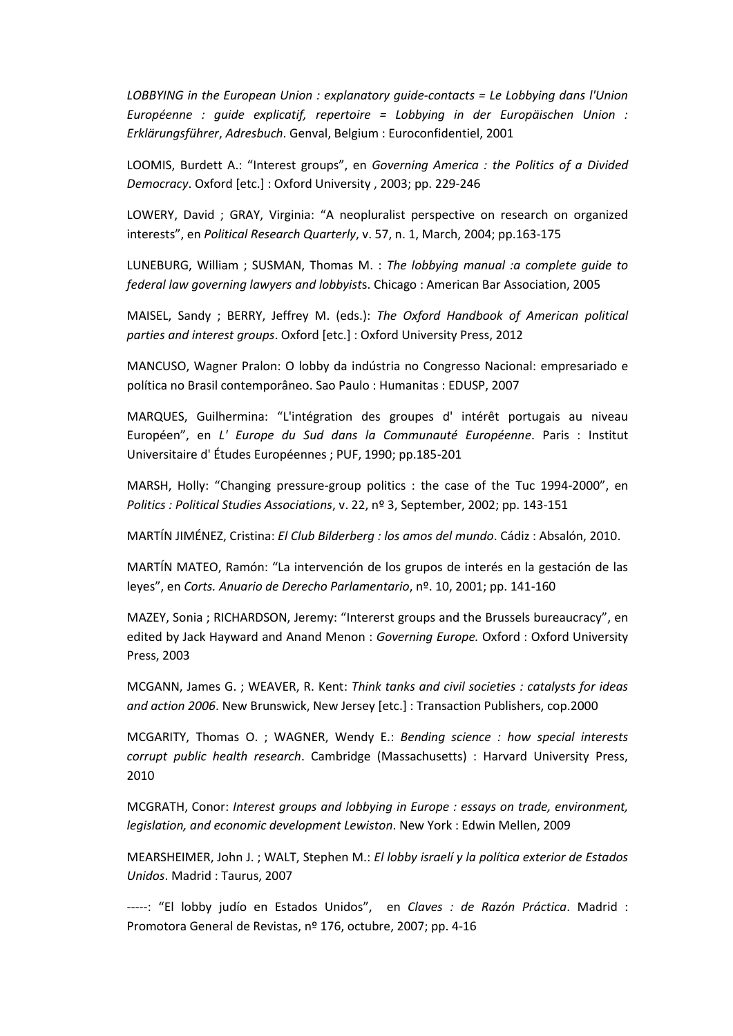*LOBBYING in the European Union : explanatory guide-contacts = Le Lobbying dans l'Union Européenne : guide explicatif, repertoire = Lobbying in der Europäischen Union : Erklärungsführer*, *Adresbuch*. Genval, Belgium : Euroconfidentiel, 2001

LOOMIS, Burdett A.: "Interest groups", en *Governing America : the Politics of a Divided Democracy*. Oxford [etc.] : Oxford University , 2003; pp. 229-246

LOWERY, David ; GRAY, Virginia: "A neopluralist perspective on research on organized interests", en *Political Research Quarterly*, v. 57, n. 1, March, 2004; pp.163-175

LUNEBURG, William ; SUSMAN, Thomas M. : *The lobbying manual :a complete guide to federal law governing lawyers and lobbyist*s. Chicago : American Bar Association, 2005

MAISEL, Sandy ; BERRY, Jeffrey M. (eds.): *The Oxford Handbook of American political parties and interest groups*. Oxford [etc.] : Oxford University Press, 2012

MANCUSO, Wagner Pralon: O lobby da indústria no Congresso Nacional: empresariado e política no Brasil contemporâneo. Sao Paulo : Humanitas : EDUSP, 2007

MARQUES, Guilhermina: "L'intégration des groupes d' intérêt portugais au niveau Européen", en *L' Europe du Sud dans la Communauté Européenne*. Paris : Institut Universitaire d' Études Européennes ; PUF, 1990; pp.185-201

MARSH, Holly: "Changing pressure-group politics : the case of the Tuc 1994-2000", en *Politics : Political Studies Associations*, v. 22, nº 3, September, 2002; pp. 143-151

MARTÍN JIMÉNEZ, Cristina: *El Club Bilderberg : los amos del mundo*. Cádiz : Absalón, 2010.

MARTÍN MATEO, Ramón: "La intervención de los grupos de interés en la gestación de las leyes", en *Corts. Anuario de Derecho Parlamentario*, nº. 10, 2001; pp. 141-160

MAZEY, Sonia ; RICHARDSON, Jeremy: "Intererst groups and the Brussels bureaucracy", en edited by Jack Hayward and Anand Menon : *Governing Europe.* Oxford : Oxford University Press, 2003

MCGANN, James G. ; WEAVER, R. Kent: *Think tanks and civil societies : catalysts for ideas and action 2006*. New Brunswick, New Jersey [etc.] : Transaction Publishers, cop.2000

MCGARITY, Thomas O. ; WAGNER, Wendy E.: *Bending science : how special interests corrupt public health research*. Cambridge (Massachusetts) : Harvard University Press, 2010

MCGRATH, Conor: *Interest groups and lobbying in Europe : essays on trade, environment, legislation, and economic development Lewiston*. New York : Edwin Mellen, 2009

MEARSHEIMER, John J. ; WALT, Stephen M.: *El lobby israelí y la política exterior de Estados Unidos*. Madrid : Taurus, 2007

-----: "El lobby judío en Estados Unidos", en *Claves : de Razón Práctica*. Madrid : Promotora General de Revistas, nº 176, octubre, 2007; pp. 4-16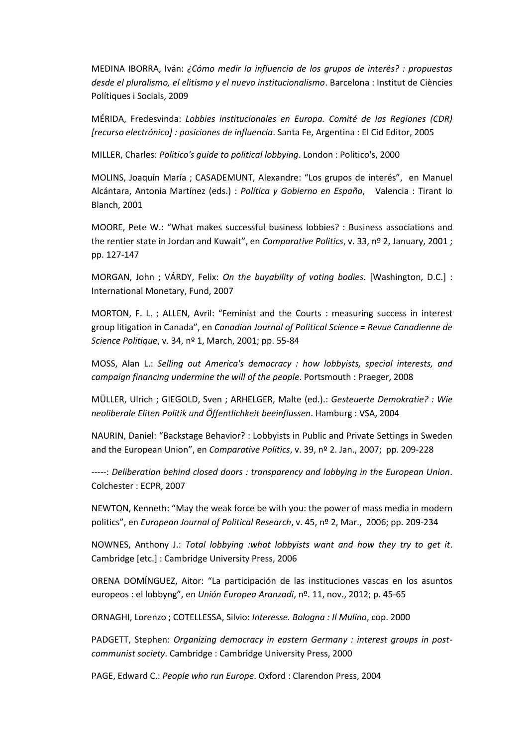MEDINA IBORRA, Iván: *¿Cómo medir la influencia de los grupos de interés? : propuestas desde el pluralismo, el elitismo y el nuevo institucionalismo*. Barcelona : Institut de Ciències Polítiques i Socials, 2009

MÉRIDA, Fredesvinda: *Lobbies institucionales en Europa. Comité de las Regiones (CDR) [recurso electrónico] : posiciones de influencia*. Santa Fe, Argentina : El Cid Editor, 2005

MILLER, Charles: *Politico's guide to political lobbying*. London : Politico's, 2000

MOLINS, Joaquín María ; CASADEMUNT, Alexandre: "Los grupos de interés", en Manuel Alcántara, Antonia Martínez (eds.) : *Política y Gobierno en España*, Valencia : Tirant lo Blanch, 2001

MOORE, Pete W.: "What makes successful business lobbies? : Business associations and the rentier state in Jordan and Kuwait", en *Comparative Politics*, v. 33, nº 2, January, 2001 ; pp. 127-147

MORGAN, John ; VÁRDY, Felix: *On the buyability of voting bodies*. [Washington, D.C.] : International Monetary, Fund, 2007

MORTON, F. L. ; ALLEN, Avril: "Feminist and the Courts : measuring success in interest group litigation in Canada", en *Canadian Journal of Political Science = Revue Canadienne de Science Politique*, v. 34, nº 1, March, 2001; pp. 55-84

MOSS, Alan L.: *Selling out America's democracy : how lobbyists, special interests, and campaign financing undermine the will of the people*. Portsmouth : Praeger, 2008

MÜLLER, Ulrich ; GIEGOLD, Sven ; ARHELGER, Malte (ed.).: *Gesteuerte Demokratie? : Wie neoliberale Eliten Politik und Öffentlichkeit beeinflussen*. Hamburg : VSA, 2004

NAURIN, Daniel: "Backstage Behavior? : Lobbyists in Public and Private Settings in Sweden and the European Union", en *Comparative Politics*, v. 39, nº 2. Jan., 2007; pp. 209-228

-----: *Deliberation behind closed doors : transparency and lobbying in the European Union*. Colchester : ECPR, 2007

NEWTON, Kenneth: "May the weak force be with you: the power of mass media in modern politics", en *European Journal of Political Research*, v. 45, nº 2, Mar., 2006; pp. 209-234

NOWNES, Anthony J.: *Total lobbying :what lobbyists want and how they try to get it*. Cambridge [etc.] : Cambridge University Press, 2006

ORENA DOMÍNGUEZ, Aitor: "La participación de las instituciones vascas en los asuntos europeos : el lobbyng", en *Unión Europea Aranzadi*, nº. 11, nov., 2012; p. 45-65

ORNAGHI, Lorenzo ; COTELLESSA, Silvio: *Interesse. Bologna : Il Mulino*, cop. 2000

PADGETT, Stephen: *Organizing democracy in eastern Germany : interest groups in post-communist society*. Cambridge : Cambridge University Press, 2000

PAGE, Edward C.: *People who run Europe*. Oxford : Clarendon Press, 2004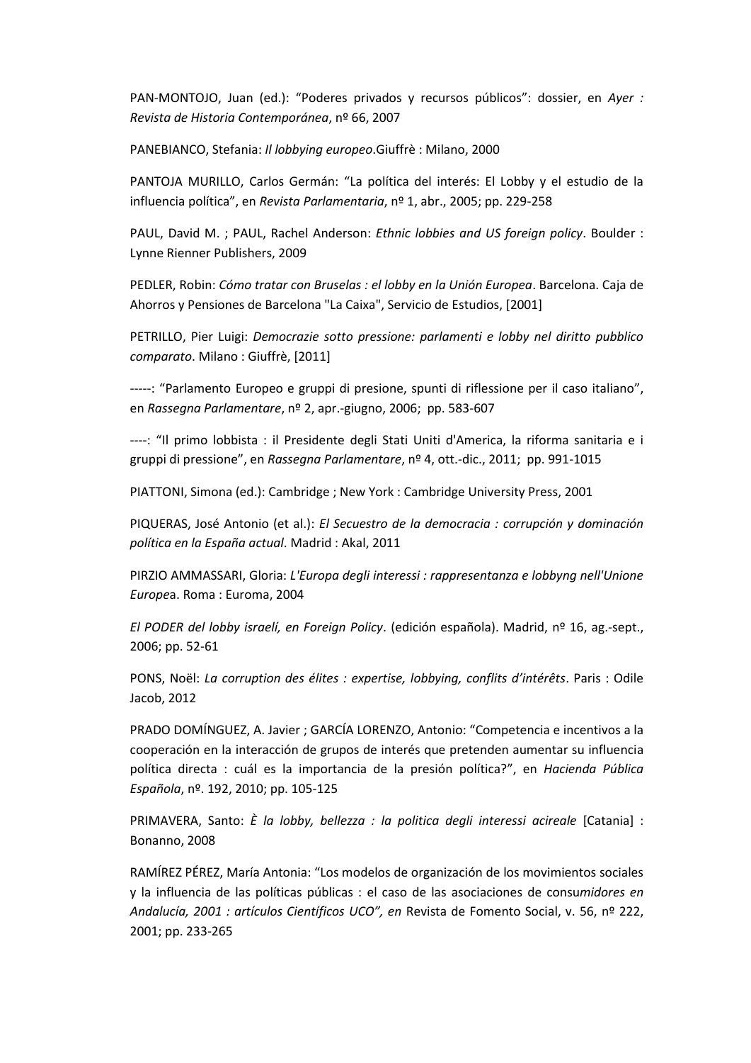PAN-MONTOJO, Juan (ed.): "Poderes privados y recursos públicos": dossier, en *Ayer : Revista de Historia Contemporánea*, nº 66, 2007

PANEBIANCO, Stefania: *Il lobbying europeo*.Giuffrè : Milano, 2000

PANTOJA MURILLO, Carlos Germán: "La política del interés: El Lobby y el estudio de la influencia política", en *Revista Parlamentaria*, nº 1, abr., 2005; pp. 229-258

PAUL, David M. ; PAUL, Rachel Anderson: *Ethnic lobbies and US foreign policy*. Boulder : Lynne Rienner Publishers, 2009

PEDLER, Robin: *Cómo tratar con Bruselas : el lobby en la Unión Europea*. Barcelona. Caja de Ahorros y Pensiones de Barcelona "La Caixa", Servicio de Estudios, [2001]

PETRILLO, Pier Luigi: *Democrazie sotto pressione: parlamenti e lobby nel diritto pubblico comparato*. Milano : Giuffrè, [2011]

-----: "Parlamento Europeo e gruppi di presione, spunti di riflessione per il caso italiano", en *Rassegna Parlamentare*, nº 2, apr.-giugno, 2006; pp. 583-607

----: "Il primo lobbista : il Presidente degli Stati Uniti d'America, la riforma sanitaria e i gruppi di pressione", en *Rassegna Parlamentare*, nº 4, ott.-dic., 2011; pp. 991-1015

PIATTONI, Simona (ed.): Cambridge ; New York : Cambridge University Press, 2001

PIQUERAS, José Antonio (et al.): *El Secuestro de la democracia : corrupción y dominación política en la España actual*. Madrid : Akal, 2011

PIRZIO AMMASSARI, Gloria: *L'Europa degli interessi : rappresentanza e lobbyng nell'Unione Europe*a. Roma : Euroma, 2004

*El PODER del lobby israelí, en Foreign Policy*. (edición española). Madrid, nº 16, ag.-sept., 2006; pp. 52-61

PONS, Noël: *La corruption des élites : expertise, lobbying, conflits d'intérêts*. Paris : Odile Jacob, 2012

PRADO DOMÍNGUEZ, A. Javier ; GARCÍA LORENZO, Antonio: "Competencia e incentivos a la cooperación en la interacción de grupos de interés que pretenden aumentar su influencia política directa : cuál es la importancia de la presión política?", en *Hacienda Pública Española*, nº. 192, 2010; pp. 105-125

PRIMAVERA, Santo: *È la lobby, bellezza : la politica degli interessi acireale* [Catania] : Bonanno, 2008

RAMÍREZ PÉREZ, María Antonia: "Los modelos de organización de los movimientos sociales y la influencia de las políticas públicas : el caso de las asociaciones de consu*midores en Andalucía, 2001 : artículos Científicos UCO", en* Revista de Fomento Social, v. 56, nº 222, 2001; pp. 233-265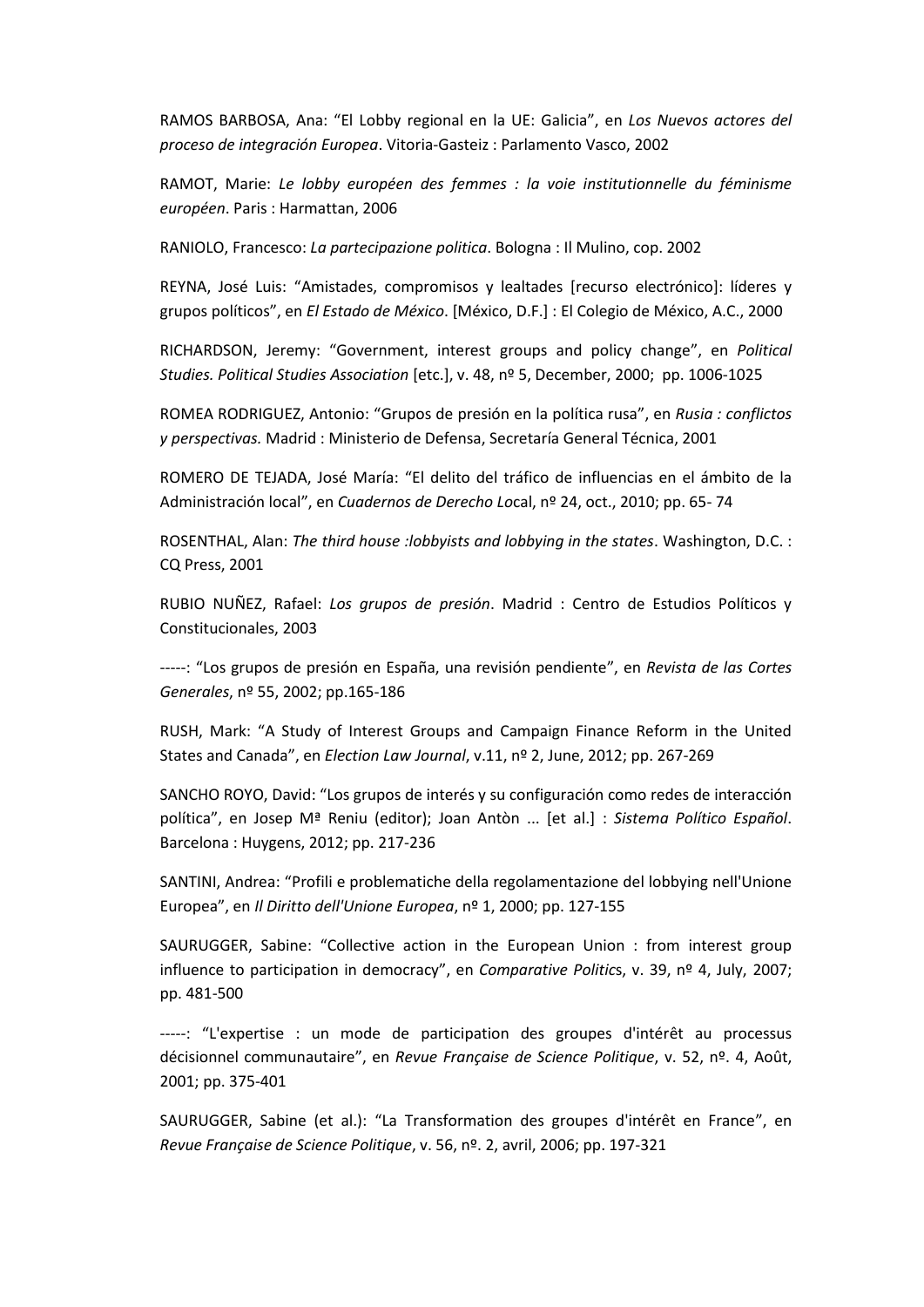RAMOS BARBOSA, Ana: "El Lobby regional en la UE: Galicia", en *Los Nuevos actores del proceso de integración Europea*. Vitoria-Gasteiz : Parlamento Vasco, 2002

RAMOT, Marie: *Le lobby européen des femmes : la voie institutionnelle du féminisme européen*. Paris : Harmattan, 2006

RANIOLO, Francesco: *La partecipazione politica*. Bologna : Il Mulino, cop. 2002

REYNA, José Luis: "Amistades, compromisos y lealtades [recurso electrónico]: líderes y grupos políticos", en *El Estado de México*. [México, D.F.] : El Colegio de México, A.C., 2000

RICHARDSON, Jeremy: "Government, interest groups and policy change", en *Political Studies. Political Studies Association* [etc.], v. 48, nº 5, December, 2000; pp. 1006-1025

ROMEA RODRIGUEZ, Antonio: "Grupos de presión en la política rusa", en *Rusia : conflictos y perspectivas.* Madrid : Ministerio de Defensa, Secretaría General Técnica, 2001

ROMERO DE TEJADA, José María: "El delito del tráfico de influencias en el ámbito de la Administración local", en *Cuadernos de Derecho Lo*cal, nº 24, oct., 2010; pp. 65- 74

ROSENTHAL, Alan: *The third house :lobbyists and lobbying in the states*. Washington, D.C. : CQ Press, 2001

RUBIO NUÑEZ, Rafael: *Los grupos de presión*. Madrid : Centro de Estudios Políticos y Constitucionales, 2003

-----: "Los grupos de presión en España, una revisión pendiente", en *Revista de las Cortes Generales*, nº 55, 2002; pp.165-186

RUSH, Mark: "A Study of Interest Groups and Campaign Finance Reform in the United States and Canada", en *Election Law Journal*, v.11, nº 2, June, 2012; pp. 267-269

SANCHO ROYO, David: "Los grupos de interés y su configuración como redes de interacción política", en Josep Mª Reniu (editor); Joan Antòn ... [et al.] : *Sistema Político Español*. Barcelona : Huygens, 2012; pp. 217-236

SANTINI, Andrea: "Profili e problematiche della regolamentazione del lobbying nell'Unione Europea", en *Il Diritto dell'Unione Europea*, nº 1, 2000; pp. 127-155

SAURUGGER, Sabine: "Collective action in the European Union : from interest group influence to participation in democracy", en *Comparative Politic*s, v. 39, nº 4, July, 2007; pp. 481-500

-----: "L'expertise : un mode de participation des groupes d'intérêt au processus décisionnel communautaire", en *Revue Française de Science Politique*, v. 52, nº. 4, Août, 2001; pp. 375-401

SAURUGGER, Sabine (et al.): "La Transformation des groupes d'intérêt en France", en *Revue Française de Science Politique*, v. 56, nº. 2, avril, 2006; pp. 197-321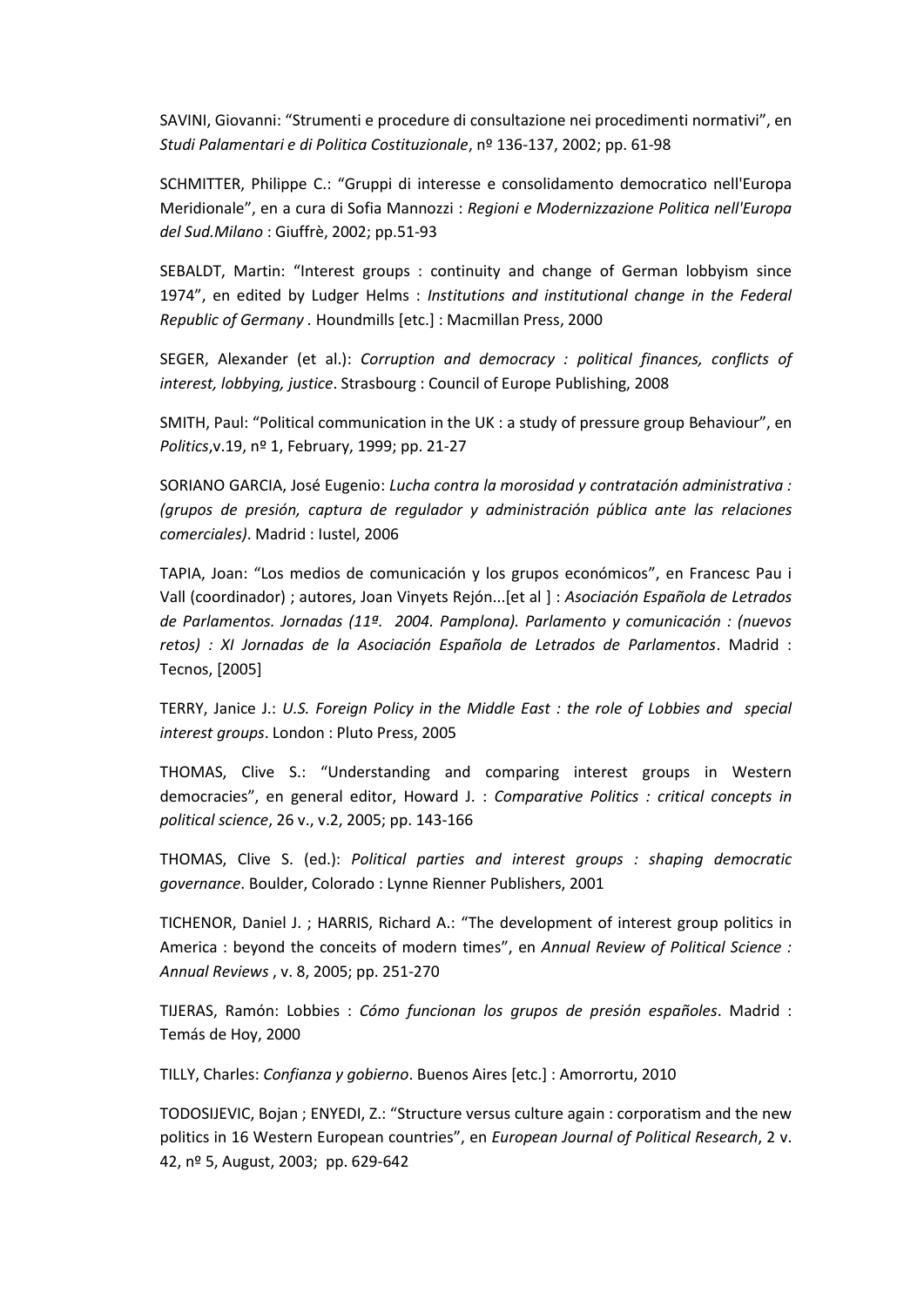SAVINI, Giovanni: “Strumenti e procedure di consultazione nei procedimenti normativi”, en *Studi Palamentari e di Politica Costituzionale*, nº 136-137, 2002; pp. 61-98

SCHMITTER, Philippe C.: “Gruppi di interesse e consolidamento democratico nell'Europa Meridionale”, en a cura di Sofia Mannozzi : *Regioni e Modernizzazione Politica nell'Europa del Sud.Milano* : Giuffrè, 2002; pp.51-93

SEBALDT, Martin: “Interest groups : continuity and change of German lobbyism since 1974”, en edited by Ludger Helms : *Institutions and institutional change in the Federal Republic of Germany* . Houndmills [etc.] : Macmillan Press, 2000

SEGER, Alexander (et al.): *Corruption and democracy : political finances, conflicts of interest, lobbying, justice*. Strasbourg : Council of Europe Publishing, 2008

SMITH, Paul: “Political communication in the UK : a study of pressure group Behaviour”, en *Politics*,v.19, nº 1, February, 1999; pp. 21-27

SORIANO GARCIA, José Eugenio: *Lucha contra la morosidad y contratación administrativa : (grupos de presión, captura de regulador y administración pública ante las relaciones comerciales)*. Madrid : Iustel, 2006

TAPIA, Joan: “Los medios de comunicación y los grupos económicos”, en Francesc Pau i Vall (coordinador) ; autores, Joan Vinyets Rejón...[et al ] : *Asociación Española de Letrados de Parlamentos. Jornadas (11º. 2004. Pamplona). Parlamento y comunicación : (nuevos retos) : XI Jornadas de la Asociación Española de Letrados de Parlamentos*. Madrid : Tecnos, [2005]

TERRY, Janice J.: *U.S. Foreign Policy in the Middle East : the role of Lobbies and special interest groups*. London : Pluto Press, 2005

THOMAS, Clive S.: “Understanding and comparing interest groups in Western democracies”, en general editor, Howard J. : *Comparative Politics : critical concepts in political science*, 26 v., v.2, 2005; pp. 143-166

THOMAS, Clive S. (ed.): *Political parties and interest groups : shaping democratic governance*. Boulder, Colorado : Lynne Rienner Publishers, 2001

TICHENOR, Daniel J. ; HARRIS, Richard A.: “The development of interest group politics in America : beyond the conceits of modern times”, en *Annual Review of Political Science : Annual Reviews* , v. 8, 2005; pp. 251-270

TIJERAS, Ramón: Lobbies : *Cómo funcionan los grupos de presión españoles*. Madrid : Temás de Hoy, 2000

TILLY, Charles: *Confianza y gobierno*. Buenos Aires [etc.] : Amorrortu, 2010

TODOSIJEVIC, Bojan ; ENYEDI, Z.: “Structure versus culture again : corporatism and the new politics in 16 Western European countries”, en *European Journal of Political Research*, 2 v. 42, nº 5, August, 2003; pp. 629-642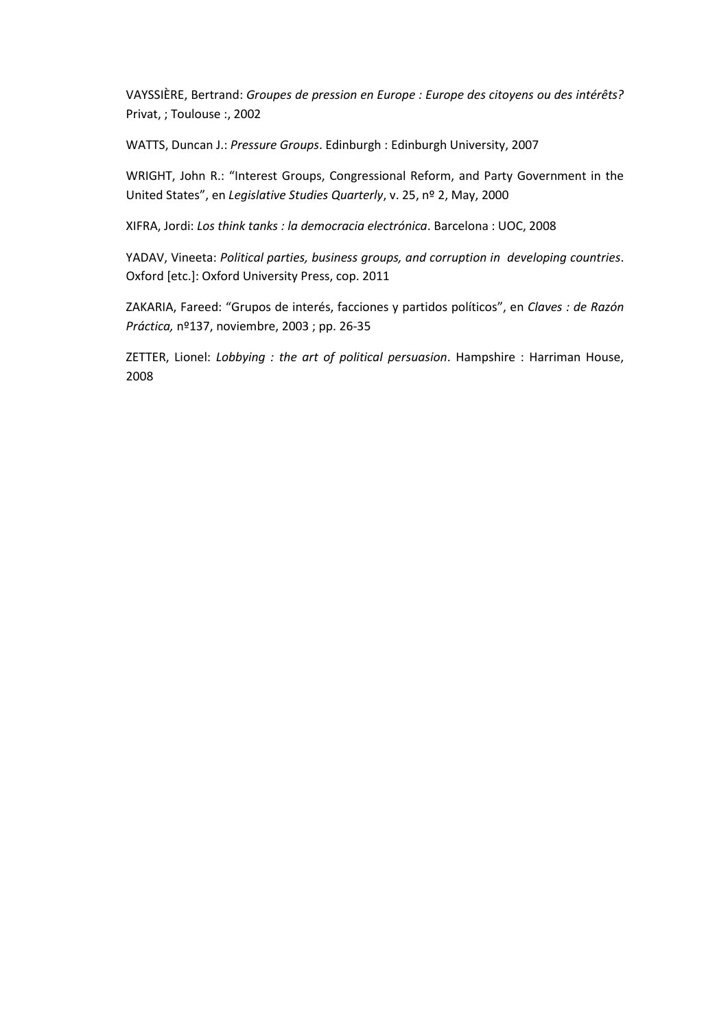VAYSSIÈRE, Bertrand: *Groupes de pression en Europe : Europe des citoyens ou des intérêts?* Privat, ; Toulouse :, 2002

WATTS, Duncan J.: *Pressure Groups*. Edinburgh : Edinburgh University, 2007

WRIGHT, John R.: "Interest Groups, Congressional Reform, and Party Government in the United States", en *Legislative Studies Quarterly*, v. 25, nº 2, May, 2000

XIFRA, Jordi: *Los think tanks : la democracia electrónica*. Barcelona : UOC, 2008

YADAV, Vineeta: *Political parties, business groups, and corruption in developing countries*. Oxford [etc.]: Oxford University Press, cop. 2011

ZAKARIA, Fareed: "Grupos de interés, facciones y partidos políticos", en *Claves : de Razón Práctica,* nº137, noviembre, 2003 ; pp. 26-35

ZETTER, Lionel: *Lobbying : the art of political persuasion*. Hampshire : Harriman House, 2008